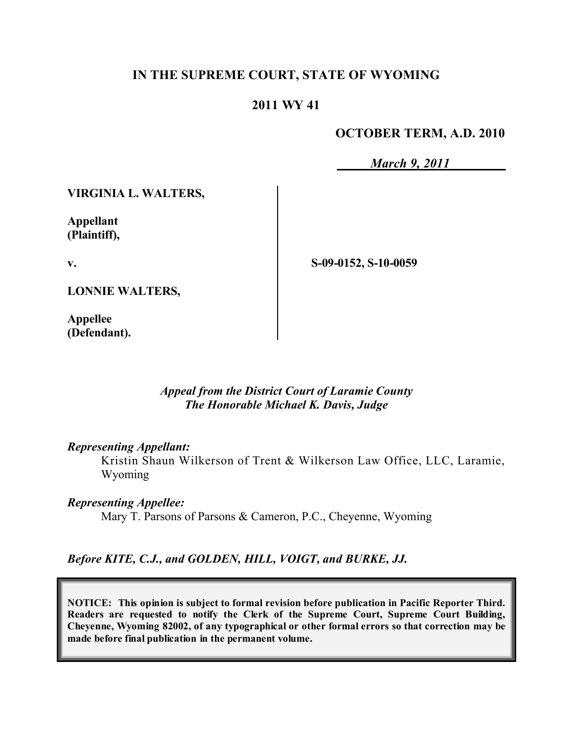**IN THE SUPREME COURT, STATE OF WYOMING**

**2011 WY 41**

**OCTOBER TERM, A.D. 2010**

***March 9, 2011***

**VIRGINIA L. WALTERS,**

**Appellant (Plaintiff),**

**v.**

**LONNIE WALTERS,**

**Appellee (Defendant).**

**S-09-0152, S-10-0059**

*Appeal from the District Court of Laramie County*
*The Honorable Michael K. Davis, Judge*

***Representing Appellant:***

Kristin Shaun Wilkerson of Trent & Wilkerson Law Office, LLC, Laramie, Wyoming

***Representing Appellee:***

Mary T. Parsons of Parsons & Cameron, P.C., Cheyenne, Wyoming

***Before KITE, C.J., and GOLDEN, HILL, VOIGT, and BURKE, JJ.***

**NOTICE: This opinion is subject to formal revision before publication in Pacific Reporter Third. Readers are requested to notify the Clerk of the Supreme Court, Supreme Court Building, Cheyenne, Wyoming 82002, of any typographical or other formal errors so that correction may be made before final publication in the permanent volume.**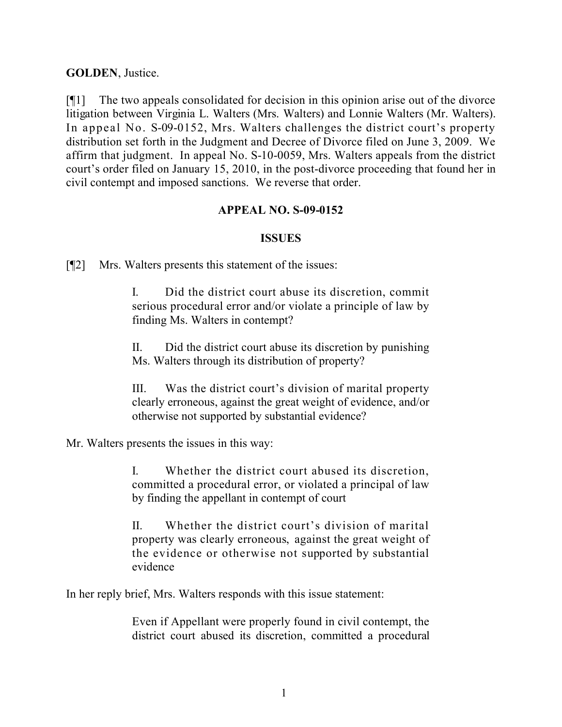**GOLDEN**, Justice.

[¶1] The two appeals consolidated for decision in this opinion arise out of the divorce litigation between Virginia L. Walters (Mrs. Walters) and Lonnie Walters (Mr. Walters). In appeal No. S-09-0152, Mrs. Walters challenges the district court's property distribution set forth in the Judgment and Decree of Divorce filed on June 3, 2009. We affirm that judgment. In appeal No. S-10-0059, Mrs. Walters appeals from the district court's order filed on January 15, 2010, in the post-divorce proceeding that found her in civil contempt and imposed sanctions. We reverse that order.

## APPEAL NO. S-09-0152

### ISSUES

[¶2] Mrs. Walters presents this statement of the issues:

> I. Did the district court abuse its discretion, commit serious procedural error and/or violate a principle of law by finding Ms. Walters in contempt?
>
> II. Did the district court abuse its discretion by punishing Ms. Walters through its distribution of property?
>
> III. Was the district court's division of marital property clearly erroneous, against the great weight of evidence, and/or otherwise not supported by substantial evidence?

Mr. Walters presents the issues in this way:

> I. Whether the district court abused its discretion, committed a procedural error, or violated a principal of law by finding the appellant in contempt of court
>
> II. Whether the district court's division of marital property was clearly erroneous, against the great weight of the evidence or otherwise not supported by substantial evidence

In her reply brief, Mrs. Walters responds with this issue statement:

> Even if Appellant were properly found in civil contempt, the district court abused its discretion, committed a procedural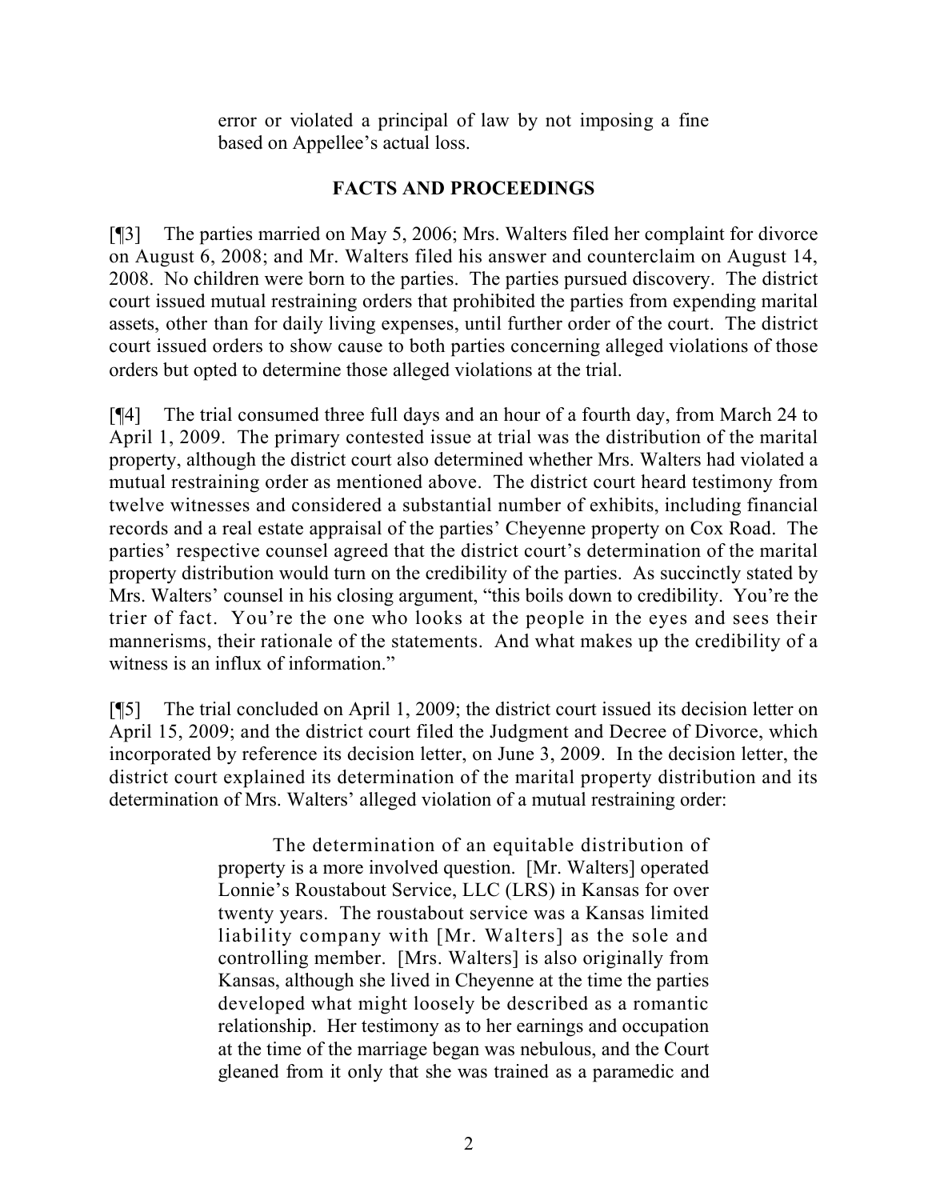error or violated a principal of law by not imposing a fine based on Appellee's actual loss.

## FACTS AND PROCEEDINGS

[¶3] The parties married on May 5, 2006; Mrs. Walters filed her complaint for divorce on August 6, 2008; and Mr. Walters filed his answer and counterclaim on August 14, 2008. No children were born to the parties. The parties pursued discovery. The district court issued mutual restraining orders that prohibited the parties from expending marital assets, other than for daily living expenses, until further order of the court. The district court issued orders to show cause to both parties concerning alleged violations of those orders but opted to determine those alleged violations at the trial.

[¶4] The trial consumed three full days and an hour of a fourth day, from March 24 to April 1, 2009. The primary contested issue at trial was the distribution of the marital property, although the district court also determined whether Mrs. Walters had violated a mutual restraining order as mentioned above. The district court heard testimony from twelve witnesses and considered a substantial number of exhibits, including financial records and a real estate appraisal of the parties' Cheyenne property on Cox Road. The parties' respective counsel agreed that the district court's determination of the marital property distribution would turn on the credibility of the parties. As succinctly stated by Mrs. Walters' counsel in his closing argument, "this boils down to credibility. You're the trier of fact. You're the one who looks at the people in the eyes and sees their mannerisms, their rationale of the statements. And what makes up the credibility of a witness is an influx of information."

[¶5] The trial concluded on April 1, 2009; the district court issued its decision letter on April 15, 2009; and the district court filed the Judgment and Decree of Divorce, which incorporated by reference its decision letter, on June 3, 2009. In the decision letter, the district court explained its determination of the marital property distribution and its determination of Mrs. Walters' alleged violation of a mutual restraining order:

> The determination of an equitable distribution of property is a more involved question. [Mr. Walters] operated Lonnie's Roustabout Service, LLC (LRS) in Kansas for over twenty years. The roustabout service was a Kansas limited liability company with [Mr. Walters] as the sole and controlling member. [Mrs. Walters] is also originally from Kansas, although she lived in Cheyenne at the time the parties developed what might loosely be described as a romantic relationship. Her testimony as to her earnings and occupation at the time of the marriage began was nebulous, and the Court gleaned from it only that she was trained as a paramedic and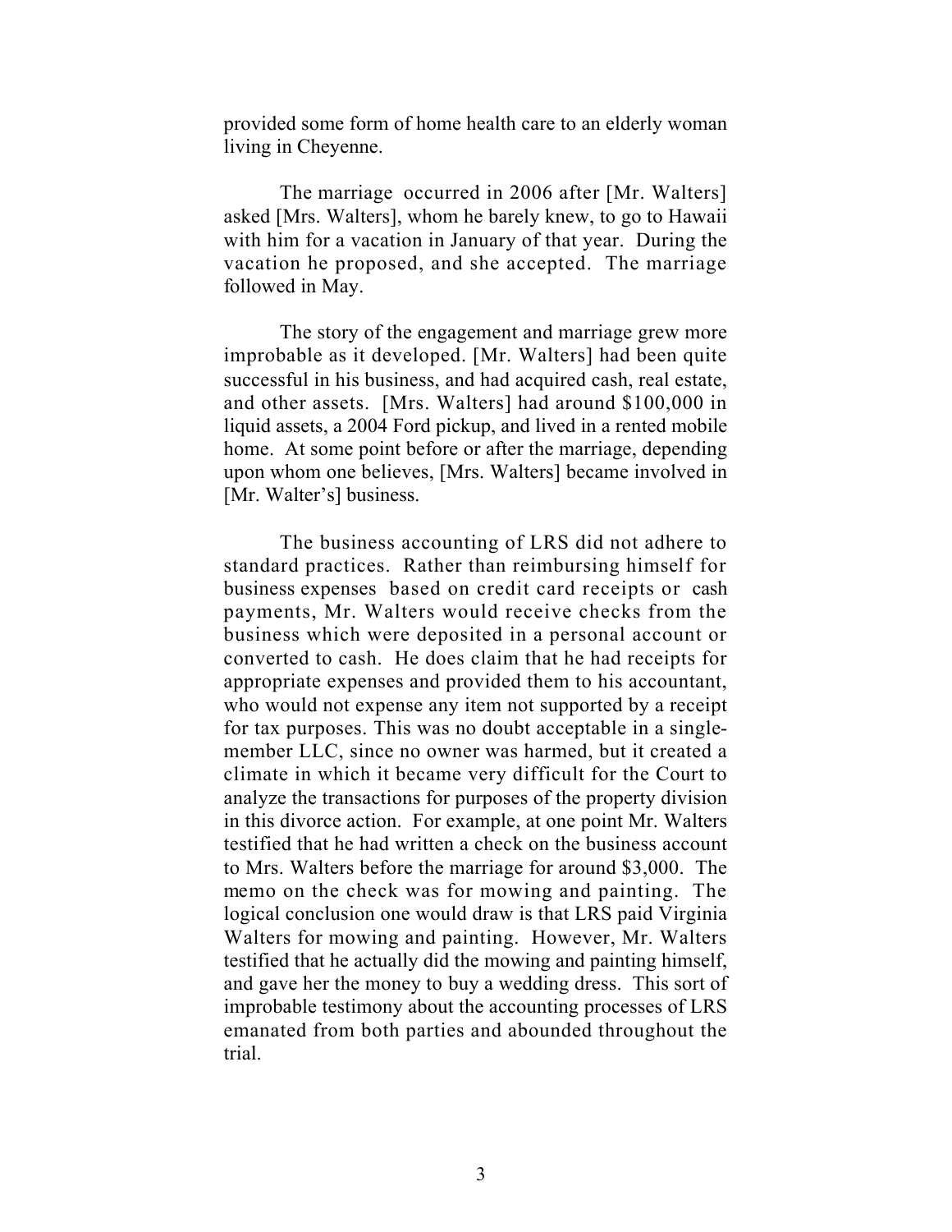provided some form of home health care to an elderly woman living in Cheyenne.

The marriage occurred in 2006 after [Mr. Walters] asked [Mrs. Walters], whom he barely knew, to go to Hawaii with him for a vacation in January of that year. During the vacation he proposed, and she accepted. The marriage followed in May.

The story of the engagement and marriage grew more improbable as it developed. [Mr. Walters] had been quite successful in his business, and had acquired cash, real estate, and other assets. [Mrs. Walters] had around $100,000 in liquid assets, a 2004 Ford pickup, and lived in a rented mobile home. At some point before or after the marriage, depending upon whom one believes, [Mrs. Walters] became involved in [Mr. Walter's] business.

The business accounting of LRS did not adhere to standard practices. Rather than reimbursing himself for business expenses based on credit card receipts or cash payments, Mr. Walters would receive checks from the business which were deposited in a personal account or converted to cash. He does claim that he had receipts for appropriate expenses and provided them to his accountant, who would not expense any item not supported by a receipt for tax purposes. This was no doubt acceptable in a single-member LLC, since no owner was harmed, but it created a climate in which it became very difficult for the Court to analyze the transactions for purposes of the property division in this divorce action. For example, at one point Mr. Walters testified that he had written a check on the business account to Mrs. Walters before the marriage for around $3,000. The memo on the check was for mowing and painting. The logical conclusion one would draw is that LRS paid Virginia Walters for mowing and painting. However, Mr. Walters testified that he actually did the mowing and painting himself, and gave her the money to buy a wedding dress. This sort of improbable testimony about the accounting processes of LRS emanated from both parties and abounded throughout the trial.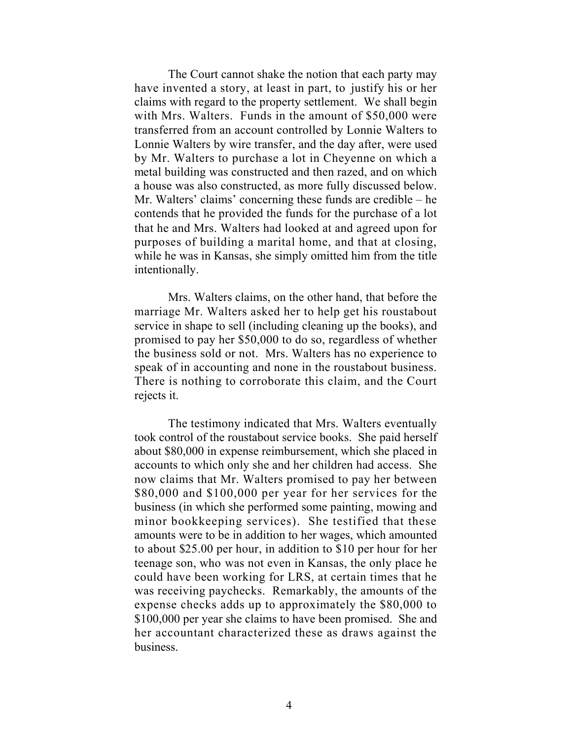The Court cannot shake the notion that each party may have invented a story, at least in part, to justify his or her claims with regard to the property settlement. We shall begin with Mrs. Walters. Funds in the amount of $50,000 were transferred from an account controlled by Lonnie Walters to Lonnie Walters by wire transfer, and the day after, were used by Mr. Walters to purchase a lot in Cheyenne on which a metal building was constructed and then razed, and on which a house was also constructed, as more fully discussed below. Mr. Walters' claims' concerning these funds are credible – he contends that he provided the funds for the purchase of a lot that he and Mrs. Walters had looked at and agreed upon for purposes of building a marital home, and that at closing, while he was in Kansas, she simply omitted him from the title intentionally.

Mrs. Walters claims, on the other hand, that before the marriage Mr. Walters asked her to help get his roustabout service in shape to sell (including cleaning up the books), and promised to pay her $50,000 to do so, regardless of whether the business sold or not. Mrs. Walters has no experience to speak of in accounting and none in the roustabout business. There is nothing to corroborate this claim, and the Court rejects it.

The testimony indicated that Mrs. Walters eventually took control of the roustabout service books. She paid herself about $80,000 in expense reimbursement, which she placed in accounts to which only she and her children had access. She now claims that Mr. Walters promised to pay her between $80,000 and $100,000 per year for her services for the business (in which she performed some painting, mowing and minor bookkeeping services). She testified that these amounts were to be in addition to her wages, which amounted to about $25.00 per hour, in addition to $10 per hour for her teenage son, who was not even in Kansas, the only place he could have been working for LRS, at certain times that he was receiving paychecks. Remarkably, the amounts of the expense checks adds up to approximately the $80,000 to $100,000 per year she claims to have been promised. She and her accountant characterized these as draws against the business.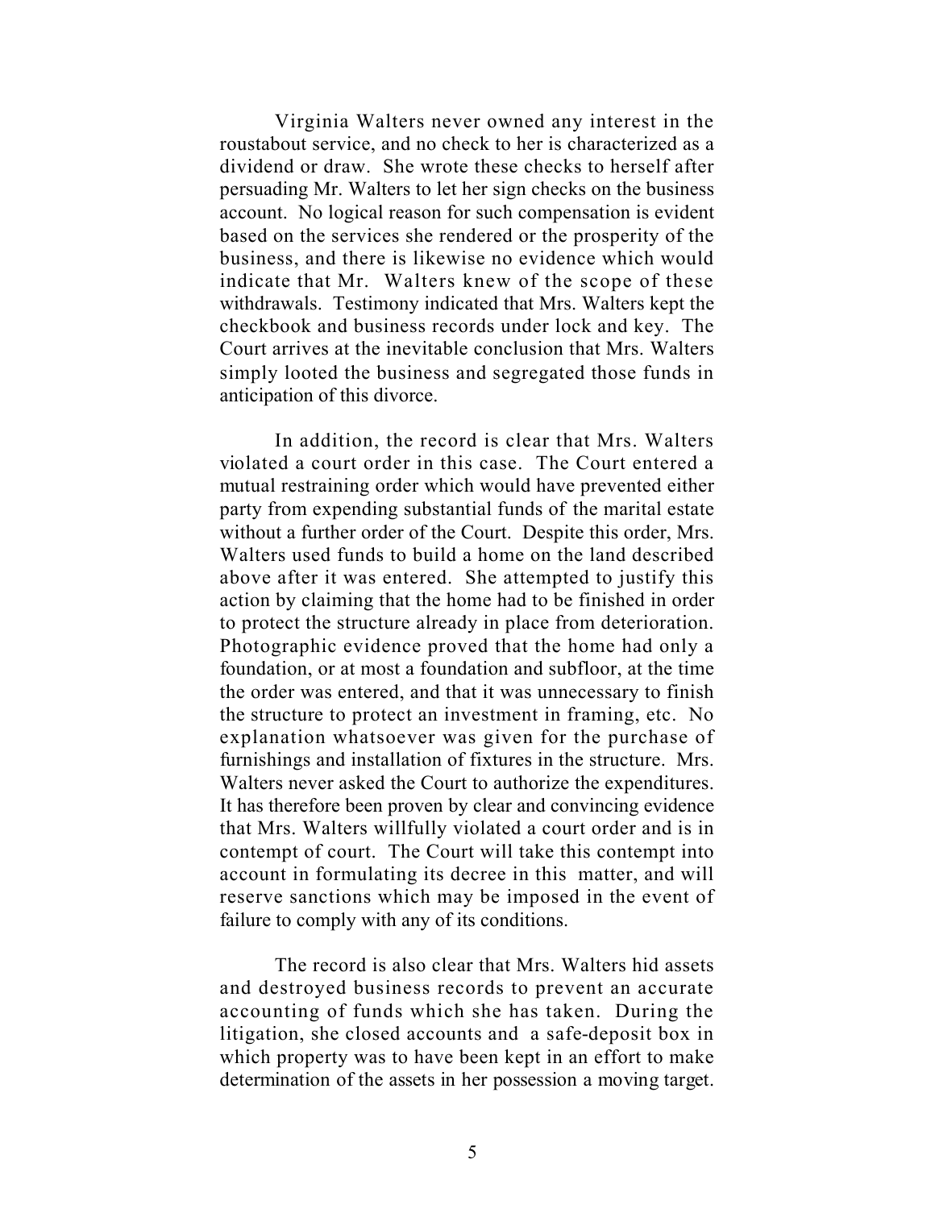Virginia Walters never owned any interest in the roustabout service, and no check to her is characterized as a dividend or draw. She wrote these checks to herself after persuading Mr. Walters to let her sign checks on the business account. No logical reason for such compensation is evident based on the services she rendered or the prosperity of the business, and there is likewise no evidence which would indicate that Mr. Walters knew of the scope of these withdrawals. Testimony indicated that Mrs. Walters kept the checkbook and business records under lock and key. The Court arrives at the inevitable conclusion that Mrs. Walters simply looted the business and segregated those funds in anticipation of this divorce.

In addition, the record is clear that Mrs. Walters violated a court order in this case. The Court entered a mutual restraining order which would have prevented either party from expending substantial funds of the marital estate without a further order of the Court. Despite this order, Mrs. Walters used funds to build a home on the land described above after it was entered. She attempted to justify this action by claiming that the home had to be finished in order to protect the structure already in place from deterioration. Photographic evidence proved that the home had only a foundation, or at most a foundation and subfloor, at the time the order was entered, and that it was unnecessary to finish the structure to protect an investment in framing, etc. No explanation whatsoever was given for the purchase of furnishings and installation of fixtures in the structure. Mrs. Walters never asked the Court to authorize the expenditures. It has therefore been proven by clear and convincing evidence that Mrs. Walters willfully violated a court order and is in contempt of court. The Court will take this contempt into account in formulating its decree in this matter, and will reserve sanctions which may be imposed in the event of failure to comply with any of its conditions.

The record is also clear that Mrs. Walters hid assets and destroyed business records to prevent an accurate accounting of funds which she has taken. During the litigation, she closed accounts and a safe-deposit box in which property was to have been kept in an effort to make determination of the assets in her possession a moving target.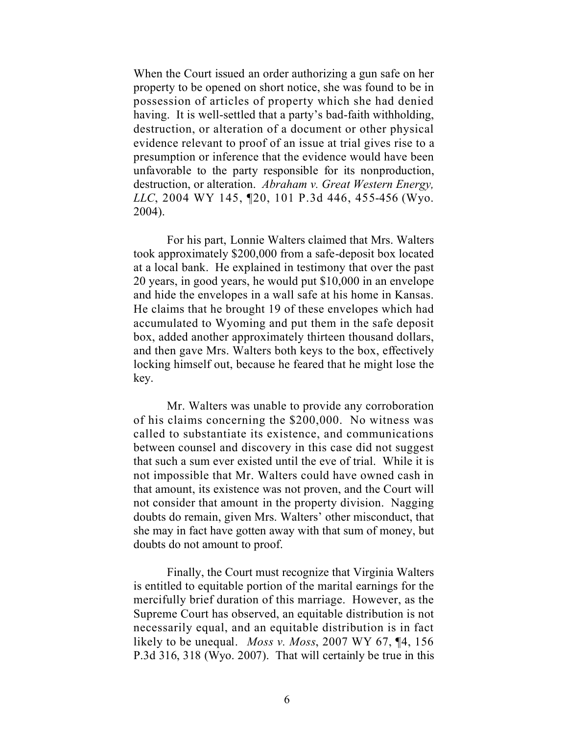When the Court issued an order authorizing a gun safe on her property to be opened on short notice, she was found to be in possession of articles of property which she had denied having. It is well-settled that a party's bad-faith withholding, destruction, or alteration of a document or other physical evidence relevant to proof of an issue at trial gives rise to a presumption or inference that the evidence would have been unfavorable to the party responsible for its nonproduction, destruction, or alteration. *Abraham v. Great Western Energy, LLC*, 2004 WY 145, ¶20, 101 P.3d 446, 455-456 (Wyo. 2004).

For his part, Lonnie Walters claimed that Mrs. Walters took approximately $200,000 from a safe-deposit box located at a local bank. He explained in testimony that over the past 20 years, in good years, he would put $10,000 in an envelope and hide the envelopes in a wall safe at his home in Kansas. He claims that he brought 19 of these envelopes which had accumulated to Wyoming and put them in the safe deposit box, added another approximately thirteen thousand dollars, and then gave Mrs. Walters both keys to the box, effectively locking himself out, because he feared that he might lose the key.

Mr. Walters was unable to provide any corroboration of his claims concerning the $200,000. No witness was called to substantiate its existence, and communications between counsel and discovery in this case did not suggest that such a sum ever existed until the eve of trial. While it is not impossible that Mr. Walters could have owned cash in that amount, its existence was not proven, and the Court will not consider that amount in the property division. Nagging doubts do remain, given Mrs. Walters' other misconduct, that she may in fact have gotten away with that sum of money, but doubts do not amount to proof.

Finally, the Court must recognize that Virginia Walters is entitled to equitable portion of the marital earnings for the mercifully brief duration of this marriage. However, as the Supreme Court has observed, an equitable distribution is not necessarily equal, and an equitable distribution is in fact likely to be unequal. *Moss v. Moss*, 2007 WY 67, ¶4, 156 P.3d 316, 318 (Wyo. 2007). That will certainly be true in this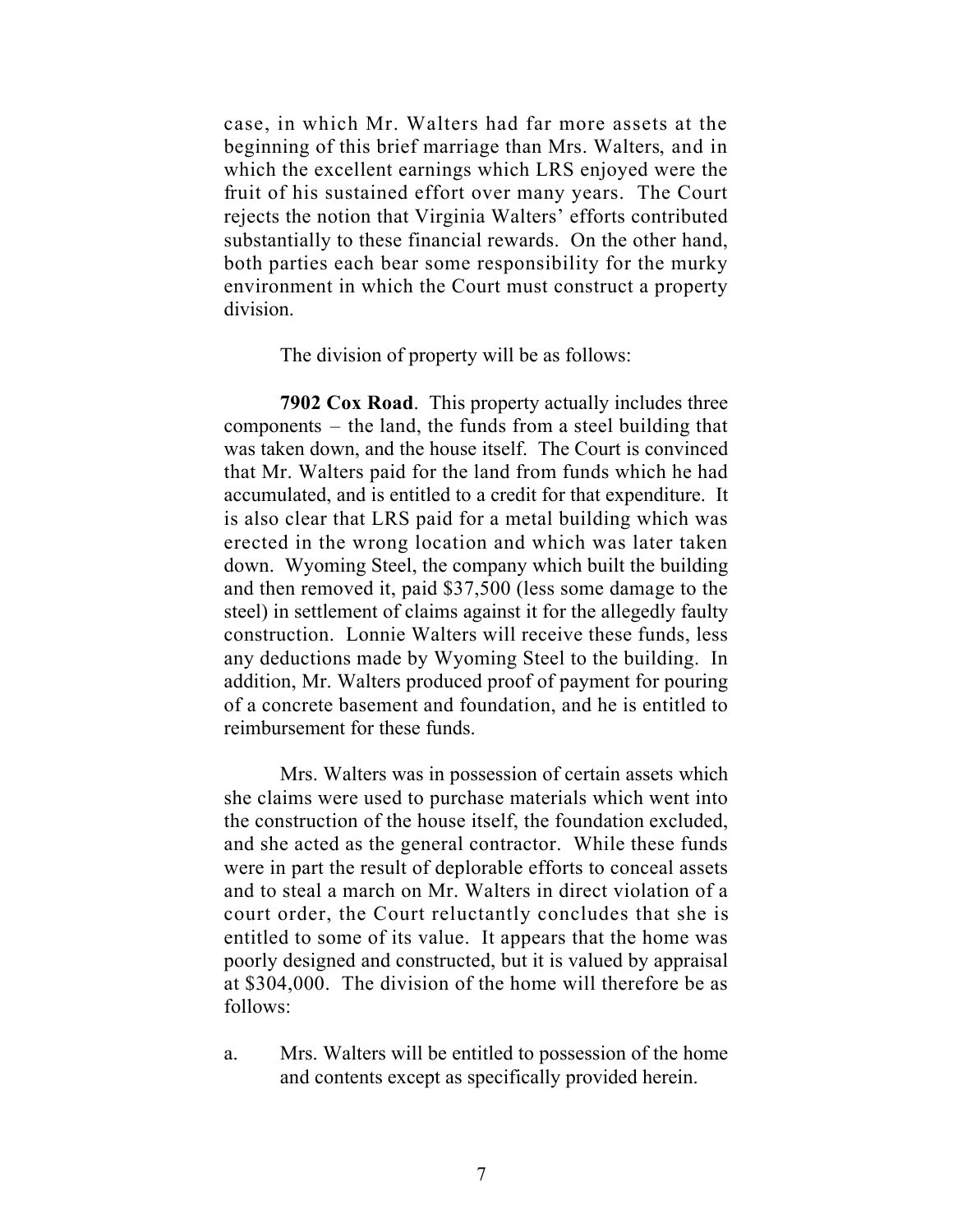case, in which Mr. Walters had far more assets at the beginning of this brief marriage than Mrs. Walters, and in which the excellent earnings which LRS enjoyed were the fruit of his sustained effort over many years. The Court rejects the notion that Virginia Walters' efforts contributed substantially to these financial rewards. On the other hand, both parties each bear some responsibility for the murky environment in which the Court must construct a property division.

The division of property will be as follows:

**7902 Cox Road**. This property actually includes three components – the land, the funds from a steel building that was taken down, and the house itself. The Court is convinced that Mr. Walters paid for the land from funds which he had accumulated, and is entitled to a credit for that expenditure. It is also clear that LRS paid for a metal building which was erected in the wrong location and which was later taken down. Wyoming Steel, the company which built the building and then removed it, paid $37,500 (less some damage to the steel) in settlement of claims against it for the allegedly faulty construction. Lonnie Walters will receive these funds, less any deductions made by Wyoming Steel to the building. In addition, Mr. Walters produced proof of payment for pouring of a concrete basement and foundation, and he is entitled to reimbursement for these funds.

Mrs. Walters was in possession of certain assets which she claims were used to purchase materials which went into the construction of the house itself, the foundation excluded, and she acted as the general contractor. While these funds were in part the result of deplorable efforts to conceal assets and to steal a march on Mr. Walters in direct violation of a court order, the Court reluctantly concludes that she is entitled to some of its value. It appears that the home was poorly designed and constructed, but it is valued by appraisal at $304,000. The division of the home will therefore be as follows:

a. Mrs. Walters will be entitled to possession of the home and contents except as specifically provided herein.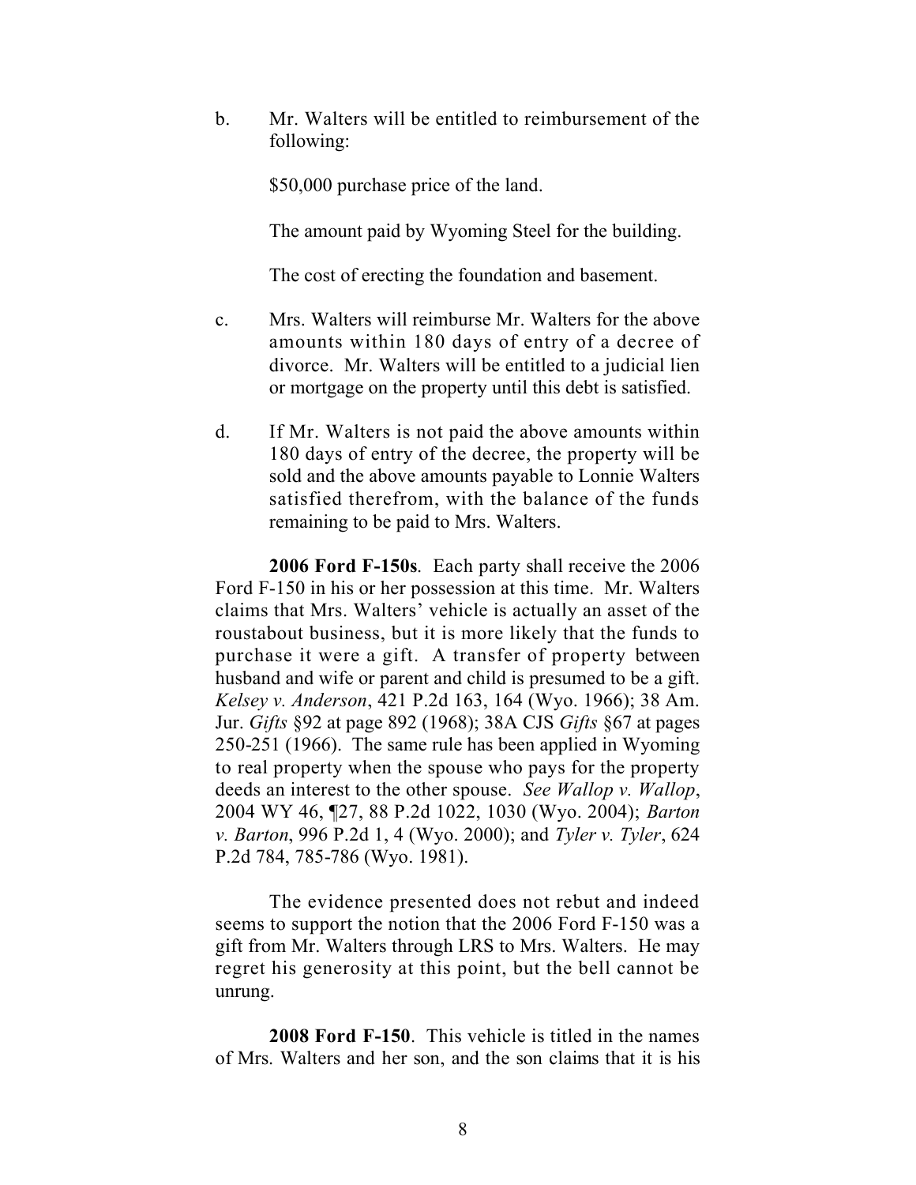b. Mr. Walters will be entitled to reimbursement of the following:

   $50,000 purchase price of the land.

   The amount paid by Wyoming Steel for the building.

   The cost of erecting the foundation and basement.

c. Mrs. Walters will reimburse Mr. Walters for the above amounts within 180 days of entry of a decree of divorce. Mr. Walters will be entitled to a judicial lien or mortgage on the property until this debt is satisfied.

d. If Mr. Walters is not paid the above amounts within 180 days of entry of the decree, the property will be sold and the above amounts payable to Lonnie Walters satisfied therefrom, with the balance of the funds remaining to be paid to Mrs. Walters.

**2006 Ford F-150s**. Each party shall receive the 2006 Ford F-150 in his or her possession at this time. Mr. Walters claims that Mrs. Walters' vehicle is actually an asset of the roustabout business, but it is more likely that the funds to purchase it were a gift. A transfer of property between husband and wife or parent and child is presumed to be a gift. *Kelsey v. Anderson*, 421 P.2d 163, 164 (Wyo. 1966); 38 Am. Jur. *Gifts* §92 at page 892 (1968); 38A CJS *Gifts* §67 at pages 250-251 (1966). The same rule has been applied in Wyoming to real property when the spouse who pays for the property deeds an interest to the other spouse. *See Wallop v. Wallop*, 2004 WY 46, ¶27, 88 P.2d 1022, 1030 (Wyo. 2004); *Barton v. Barton*, 996 P.2d 1, 4 (Wyo. 2000); and *Tyler v. Tyler*, 624 P.2d 784, 785-786 (Wyo. 1981).

The evidence presented does not rebut and indeed seems to support the notion that the 2006 Ford F-150 was a gift from Mr. Walters through LRS to Mrs. Walters. He may regret his generosity at this point, but the bell cannot be unrung.

**2008 Ford F-150**. This vehicle is titled in the names of Mrs. Walters and her son, and the son claims that it is his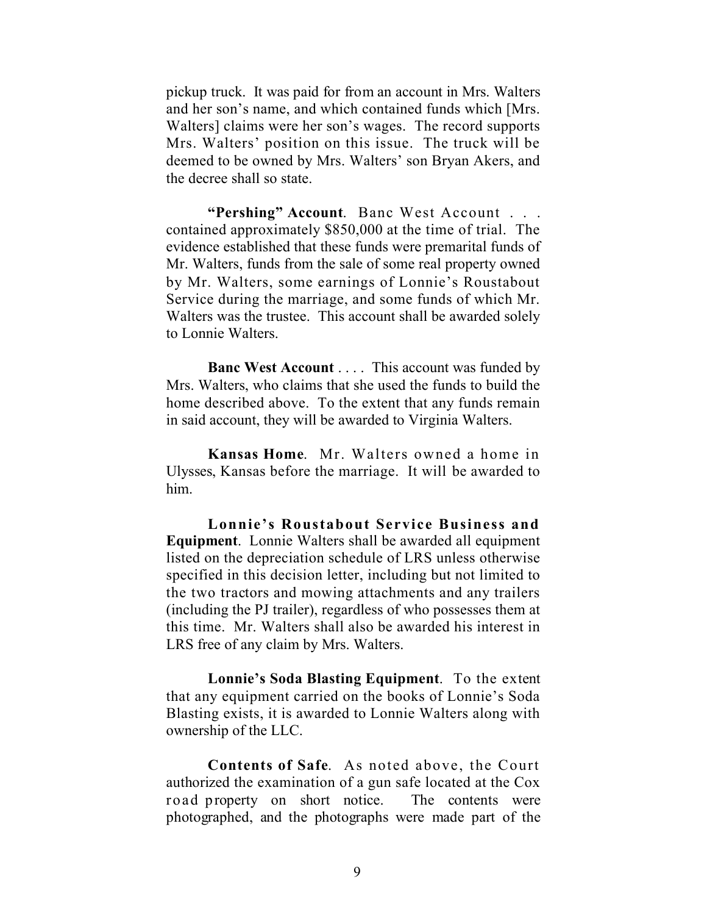pickup truck. It was paid for from an account in Mrs. Walters and her son's name, and which contained funds which [Mrs. Walters] claims were her son's wages. The record supports Mrs. Walters' position on this issue. The truck will be deemed to be owned by Mrs. Walters' son Bryan Akers, and the decree shall so state.

**"Pershing" Account**. Banc West Account . . . contained approximately $850,000 at the time of trial. The evidence established that these funds were premarital funds of Mr. Walters, funds from the sale of some real property owned by Mr. Walters, some earnings of Lonnie's Roustabout Service during the marriage, and some funds of which Mr. Walters was the trustee. This account shall be awarded solely to Lonnie Walters.

**Banc West Account** . . . . This account was funded by Mrs. Walters, who claims that she used the funds to build the home described above. To the extent that any funds remain in said account, they will be awarded to Virginia Walters.

**Kansas Home**. Mr. Walters owned a home in Ulysses, Kansas before the marriage. It will be awarded to him.

**Lonnie's Roustabout Service Business and Equipment**. Lonnie Walters shall be awarded all equipment listed on the depreciation schedule of LRS unless otherwise specified in this decision letter, including but not limited to the two tractors and mowing attachments and any trailers (including the PJ trailer), regardless of who possesses them at this time. Mr. Walters shall also be awarded his interest in LRS free of any claim by Mrs. Walters.

**Lonnie's Soda Blasting Equipment**. To the extent that any equipment carried on the books of Lonnie's Soda Blasting exists, it is awarded to Lonnie Walters along with ownership of the LLC.

**Contents of Safe**. As noted above, the Court authorized the examination of a gun safe located at the Cox road property on short notice. The contents were photographed, and the photographs were made part of the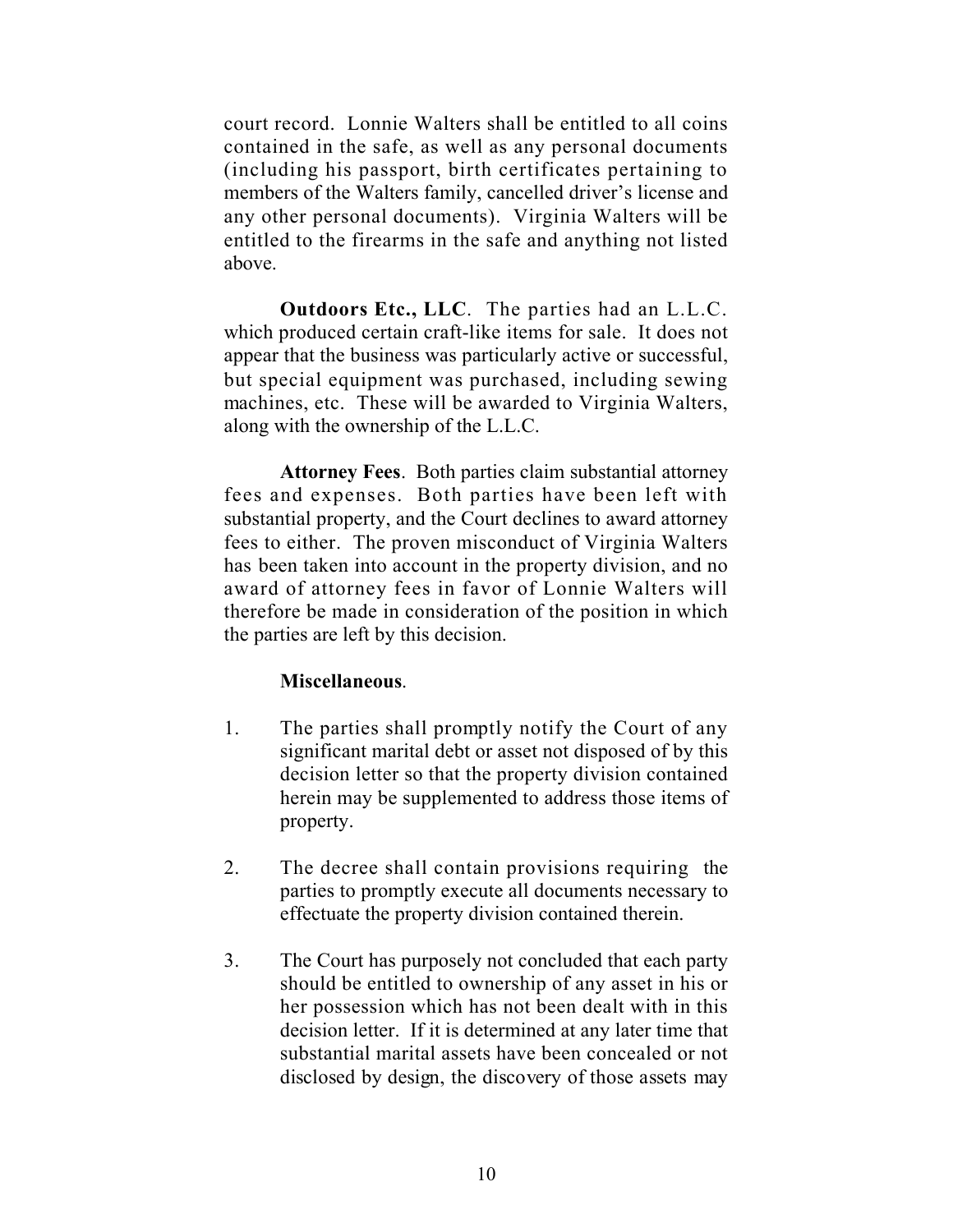court record. Lonnie Walters shall be entitled to all coins contained in the safe, as well as any personal documents (including his passport, birth certificates pertaining to members of the Walters family, cancelled driver's license and any other personal documents). Virginia Walters will be entitled to the firearms in the safe and anything not listed above.

**Outdoors Etc., LLC**. The parties had an L.L.C. which produced certain craft-like items for sale. It does not appear that the business was particularly active or successful, but special equipment was purchased, including sewing machines, etc. These will be awarded to Virginia Walters, along with the ownership of the L.L.C.

**Attorney Fees**. Both parties claim substantial attorney fees and expenses. Both parties have been left with substantial property, and the Court declines to award attorney fees to either. The proven misconduct of Virginia Walters has been taken into account in the property division, and no award of attorney fees in favor of Lonnie Walters will therefore be made in consideration of the position in which the parties are left by this decision.

**Miscellaneous**.

1. The parties shall promptly notify the Court of any significant marital debt or asset not disposed of by this decision letter so that the property division contained herein may be supplemented to address those items of property.

2. The decree shall contain provisions requiring the parties to promptly execute all documents necessary to effectuate the property division contained therein.

3. The Court has purposely not concluded that each party should be entitled to ownership of any asset in his or her possession which has not been dealt with in this decision letter. If it is determined at any later time that substantial marital assets have been concealed or not disclosed by design, the discovery of those assets may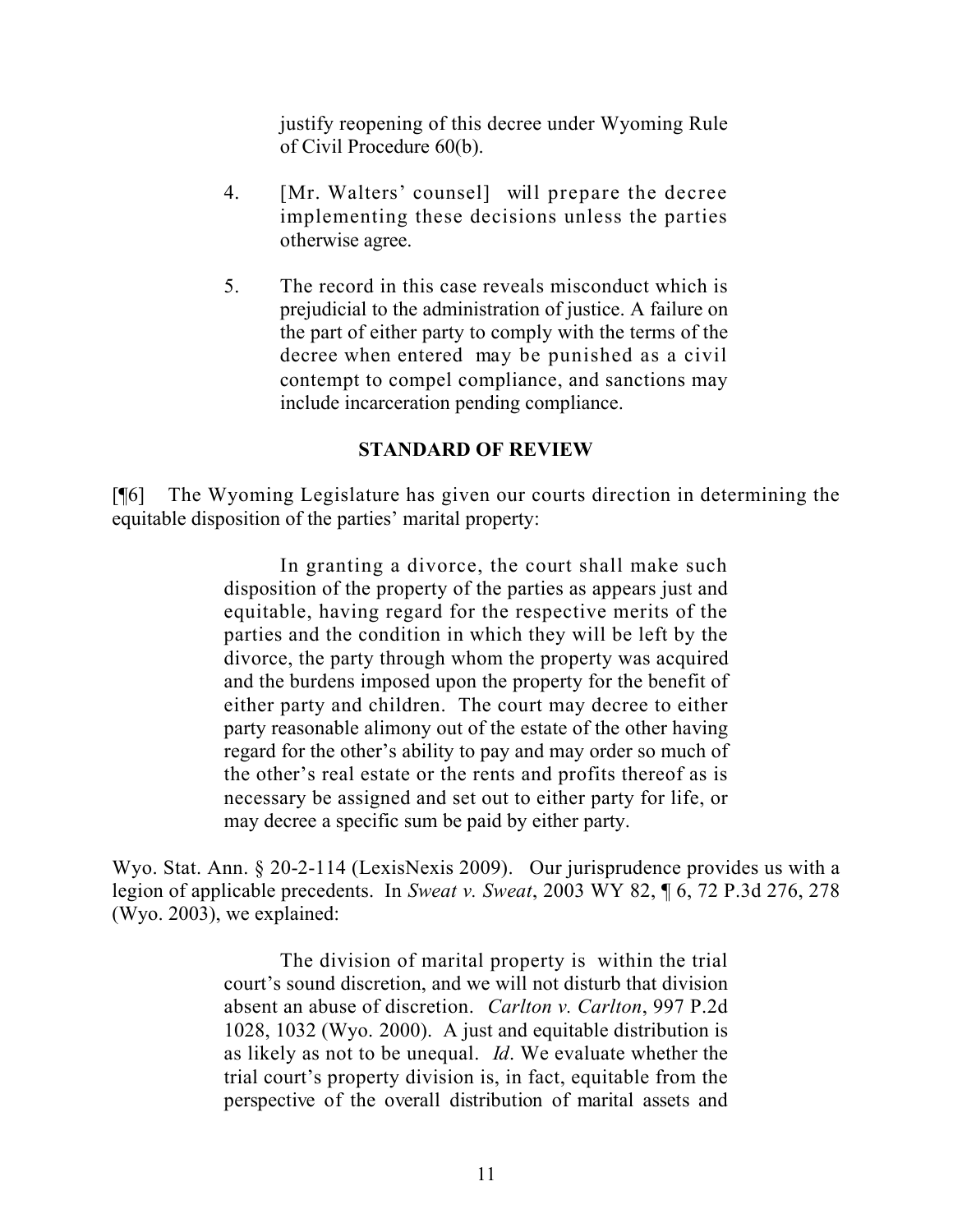justify reopening of this decree under Wyoming Rule of Civil Procedure 60(b).

4. [Mr. Walters' counsel] will prepare the decree implementing these decisions unless the parties otherwise agree.

5. The record in this case reveals misconduct which is prejudicial to the administration of justice. A failure on the part of either party to comply with the terms of the decree when entered may be punished as a civil contempt to compel compliance, and sanctions may include incarceration pending compliance.

**STANDARD OF REVIEW**

[¶6] The Wyoming Legislature has given our courts direction in determining the equitable disposition of the parties' marital property:

> In granting a divorce, the court shall make such disposition of the property of the parties as appears just and equitable, having regard for the respective merits of the parties and the condition in which they will be left by the divorce, the party through whom the property was acquired and the burdens imposed upon the property for the benefit of either party and children. The court may decree to either party reasonable alimony out of the estate of the other having regard for the other's ability to pay and may order so much of the other's real estate or the rents and profits thereof as is necessary be assigned and set out to either party for life, or may decree a specific sum be paid by either party.

Wyo. Stat. Ann. § 20-2-114 (LexisNexis 2009). Our jurisprudence provides us with a legion of applicable precedents. In *Sweat v. Sweat*, 2003 WY 82, ¶ 6, 72 P.3d 276, 278 (Wyo. 2003), we explained:

> The division of marital property is within the trial court's sound discretion, and we will not disturb that division absent an abuse of discretion. *Carlton v. Carlton*, 997 P.2d 1028, 1032 (Wyo. 2000). A just and equitable distribution is as likely as not to be unequal. *Id*. We evaluate whether the trial court's property division is, in fact, equitable from the perspective of the overall distribution of marital assets and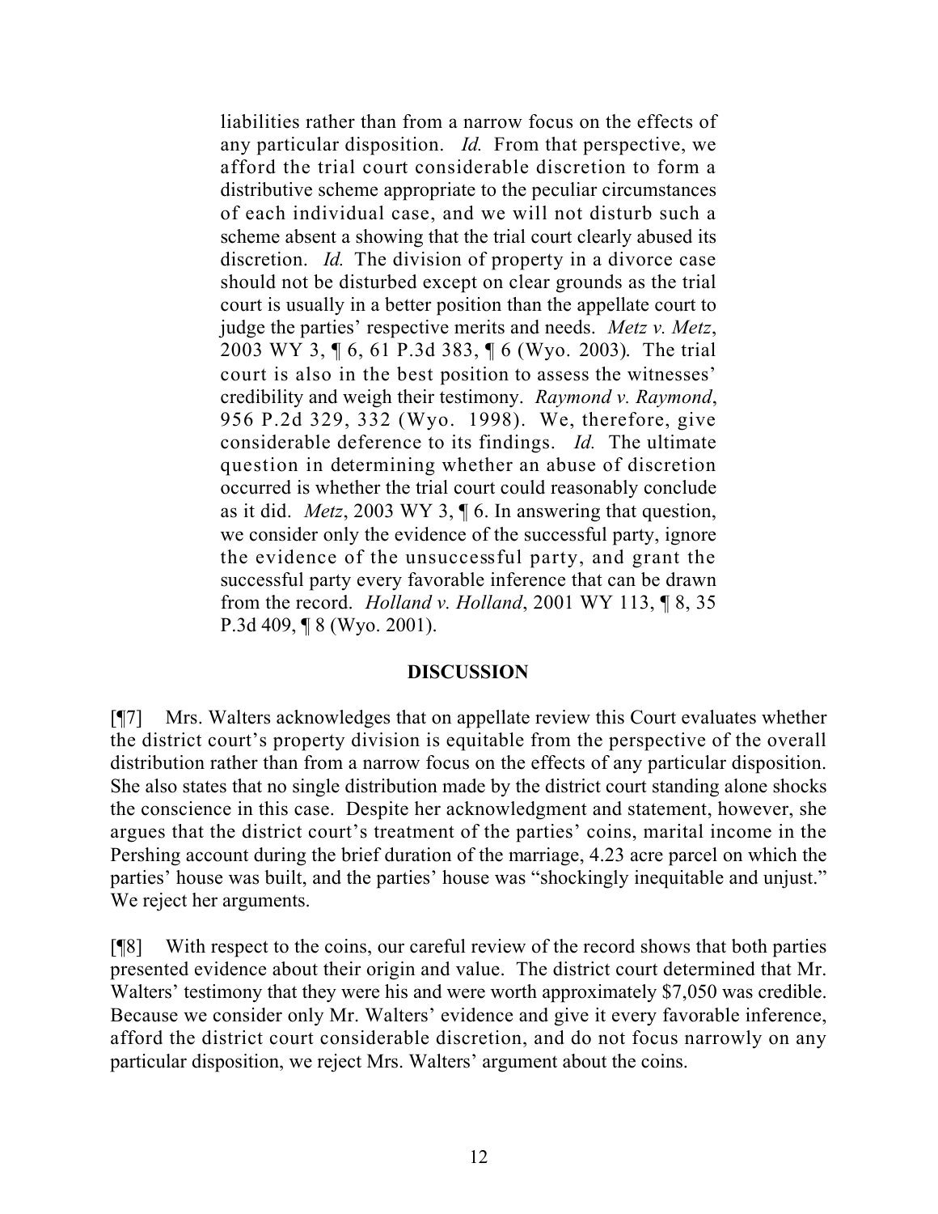> liabilities rather than from a narrow focus on the effects of any particular disposition. *Id.* From that perspective, we afford the trial court considerable discretion to form a distributive scheme appropriate to the peculiar circumstances of each individual case, and we will not disturb such a scheme absent a showing that the trial court clearly abused its discretion. *Id.* The division of property in a divorce case should not be disturbed except on clear grounds as the trial court is usually in a better position than the appellate court to judge the parties' respective merits and needs. *Metz v. Metz*, 2003 WY 3, ¶ 6, 61 P.3d 383, ¶ 6 (Wyo. 2003). The trial court is also in the best position to assess the witnesses' credibility and weigh their testimony. *Raymond v. Raymond*, 956 P.2d 329, 332 (Wyo. 1998). We, therefore, give considerable deference to its findings. *Id.* The ultimate question in determining whether an abuse of discretion occurred is whether the trial court could reasonably conclude as it did. *Metz*, 2003 WY 3, ¶ 6. In answering that question, we consider only the evidence of the successful party, ignore the evidence of the unsuccessful party, and grant the successful party every favorable inference that can be drawn from the record. *Holland v. Holland*, 2001 WY 113, ¶ 8, 35 P.3d 409, ¶ 8 (Wyo. 2001).

## DISCUSSION

[¶7] Mrs. Walters acknowledges that on appellate review this Court evaluates whether the district court's property division is equitable from the perspective of the overall distribution rather than from a narrow focus on the effects of any particular disposition. She also states that no single distribution made by the district court standing alone shocks the conscience in this case. Despite her acknowledgment and statement, however, she argues that the district court's treatment of the parties' coins, marital income in the Pershing account during the brief duration of the marriage, 4.23 acre parcel on which the parties' house was built, and the parties' house was "shockingly inequitable and unjust." We reject her arguments.

[¶8] With respect to the coins, our careful review of the record shows that both parties presented evidence about their origin and value. The district court determined that Mr. Walters' testimony that they were his and were worth approximately $7,050 was credible. Because we consider only Mr. Walters' evidence and give it every favorable inference, afford the district court considerable discretion, and do not focus narrowly on any particular disposition, we reject Mrs. Walters' argument about the coins.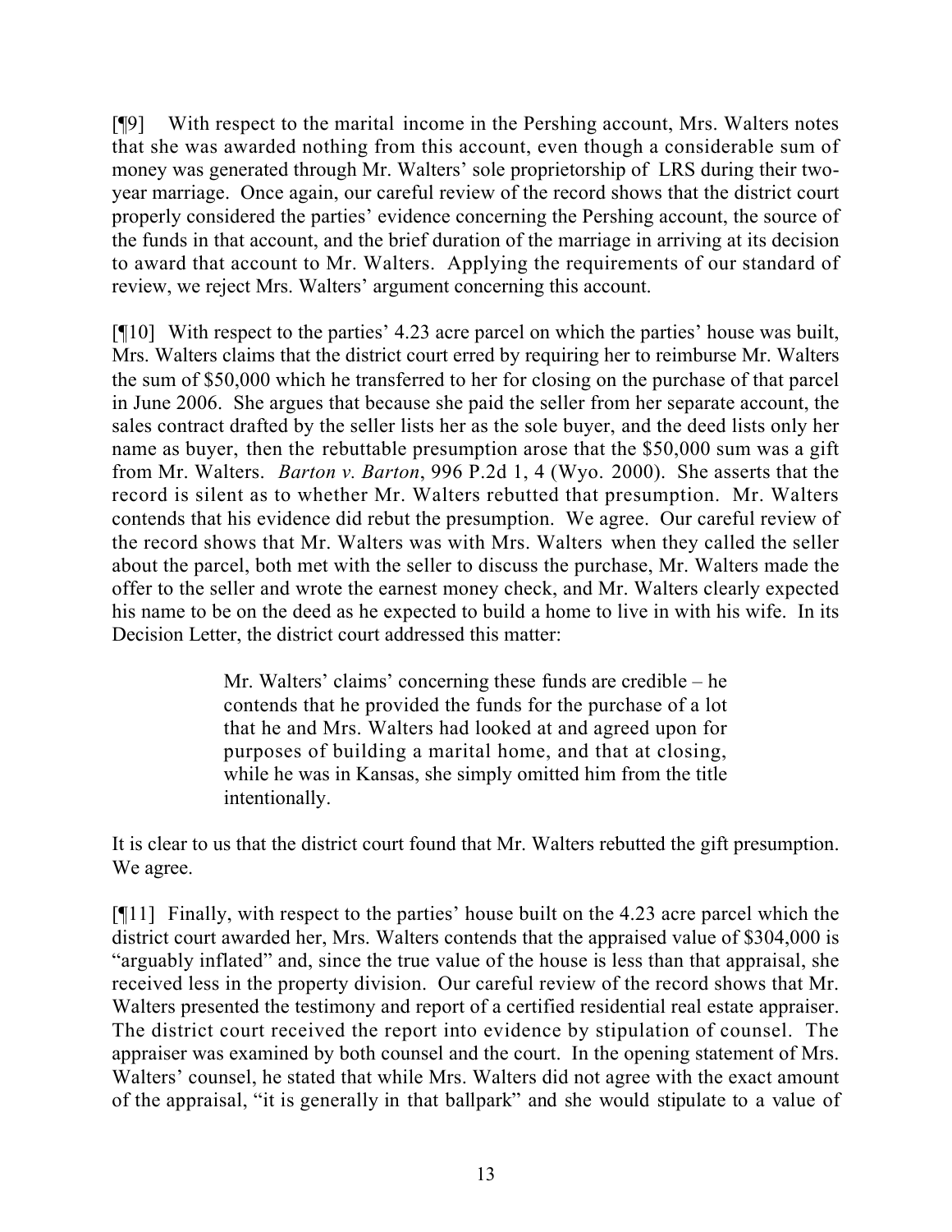[¶9] With respect to the marital income in the Pershing account, Mrs. Walters notes that she was awarded nothing from this account, even though a considerable sum of money was generated through Mr. Walters' sole proprietorship of LRS during their two-year marriage. Once again, our careful review of the record shows that the district court properly considered the parties' evidence concerning the Pershing account, the source of the funds in that account, and the brief duration of the marriage in arriving at its decision to award that account to Mr. Walters. Applying the requirements of our standard of review, we reject Mrs. Walters' argument concerning this account.

[¶10] With respect to the parties' 4.23 acre parcel on which the parties' house was built, Mrs. Walters claims that the district court erred by requiring her to reimburse Mr. Walters the sum of $50,000 which he transferred to her for closing on the purchase of that parcel in June 2006. She argues that because she paid the seller from her separate account, the sales contract drafted by the seller lists her as the sole buyer, and the deed lists only her name as buyer, then the rebuttable presumption arose that the $50,000 sum was a gift from Mr. Walters. *Barton v. Barton*, 996 P.2d 1, 4 (Wyo. 2000). She asserts that the record is silent as to whether Mr. Walters rebutted that presumption. Mr. Walters contends that his evidence did rebut the presumption. We agree. Our careful review of the record shows that Mr. Walters was with Mrs. Walters when they called the seller about the parcel, both met with the seller to discuss the purchase, Mr. Walters made the offer to the seller and wrote the earnest money check, and Mr. Walters clearly expected his name to be on the deed as he expected to build a home to live in with his wife. In its Decision Letter, the district court addressed this matter:

> Mr. Walters' claims' concerning these funds are credible – he contends that he provided the funds for the purchase of a lot that he and Mrs. Walters had looked at and agreed upon for purposes of building a marital home, and that at closing, while he was in Kansas, she simply omitted him from the title intentionally.

It is clear to us that the district court found that Mr. Walters rebutted the gift presumption. We agree.

[¶11] Finally, with respect to the parties' house built on the 4.23 acre parcel which the district court awarded her, Mrs. Walters contends that the appraised value of $304,000 is "arguably inflated" and, since the true value of the house is less than that appraisal, she received less in the property division. Our careful review of the record shows that Mr. Walters presented the testimony and report of a certified residential real estate appraiser. The district court received the report into evidence by stipulation of counsel. The appraiser was examined by both counsel and the court. In the opening statement of Mrs. Walters' counsel, he stated that while Mrs. Walters did not agree with the exact amount of the appraisal, "it is generally in that ballpark" and she would stipulate to a value of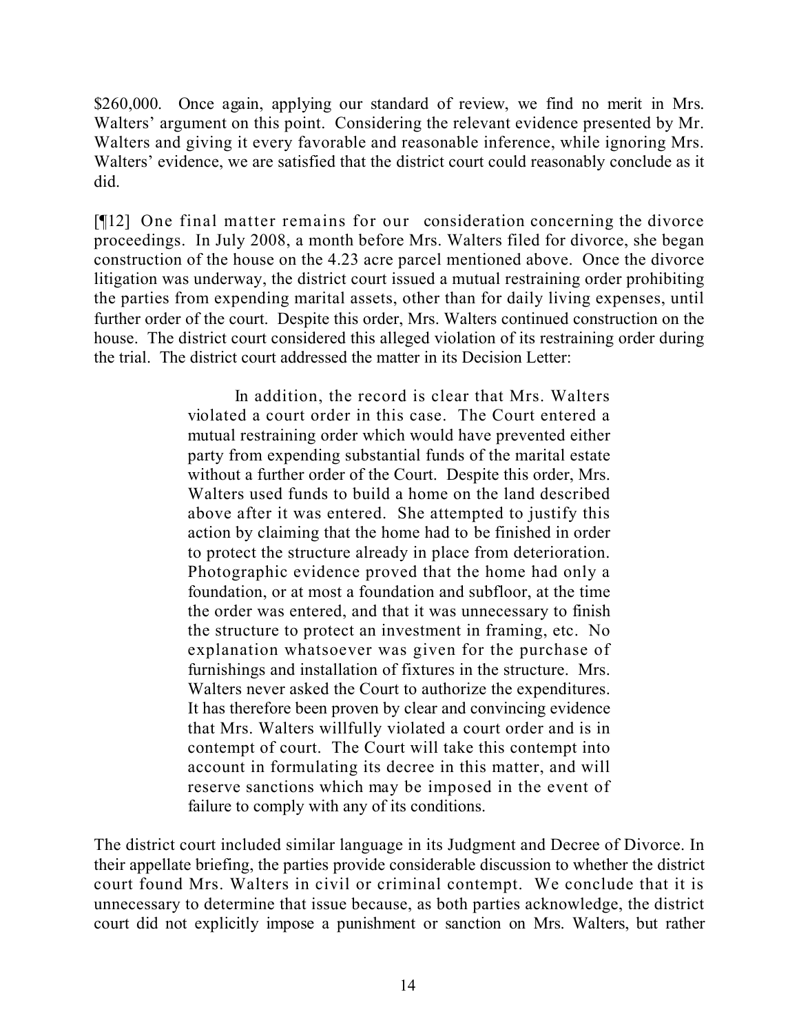$260,000. Once again, applying our standard of review, we find no merit in Mrs. Walters' argument on this point. Considering the relevant evidence presented by Mr. Walters and giving it every favorable and reasonable inference, while ignoring Mrs. Walters' evidence, we are satisfied that the district court could reasonably conclude as it did.

[¶12] One final matter remains for our consideration concerning the divorce proceedings. In July 2008, a month before Mrs. Walters filed for divorce, she began construction of the house on the 4.23 acre parcel mentioned above. Once the divorce litigation was underway, the district court issued a mutual restraining order prohibiting the parties from expending marital assets, other than for daily living expenses, until further order of the court. Despite this order, Mrs. Walters continued construction on the house. The district court considered this alleged violation of its restraining order during the trial. The district court addressed the matter in its Decision Letter:

> In addition, the record is clear that Mrs. Walters violated a court order in this case. The Court entered a mutual restraining order which would have prevented either party from expending substantial funds of the marital estate without a further order of the Court. Despite this order, Mrs. Walters used funds to build a home on the land described above after it was entered. She attempted to justify this action by claiming that the home had to be finished in order to protect the structure already in place from deterioration. Photographic evidence proved that the home had only a foundation, or at most a foundation and subfloor, at the time the order was entered, and that it was unnecessary to finish the structure to protect an investment in framing, etc. No explanation whatsoever was given for the purchase of furnishings and installation of fixtures in the structure. Mrs. Walters never asked the Court to authorize the expenditures. It has therefore been proven by clear and convincing evidence that Mrs. Walters willfully violated a court order and is in contempt of court. The Court will take this contempt into account in formulating its decree in this matter, and will reserve sanctions which may be imposed in the event of failure to comply with any of its conditions.

The district court included similar language in its Judgment and Decree of Divorce. In their appellate briefing, the parties provide considerable discussion to whether the district court found Mrs. Walters in civil or criminal contempt. We conclude that it is unnecessary to determine that issue because, as both parties acknowledge, the district court did not explicitly impose a punishment or sanction on Mrs. Walters, but rather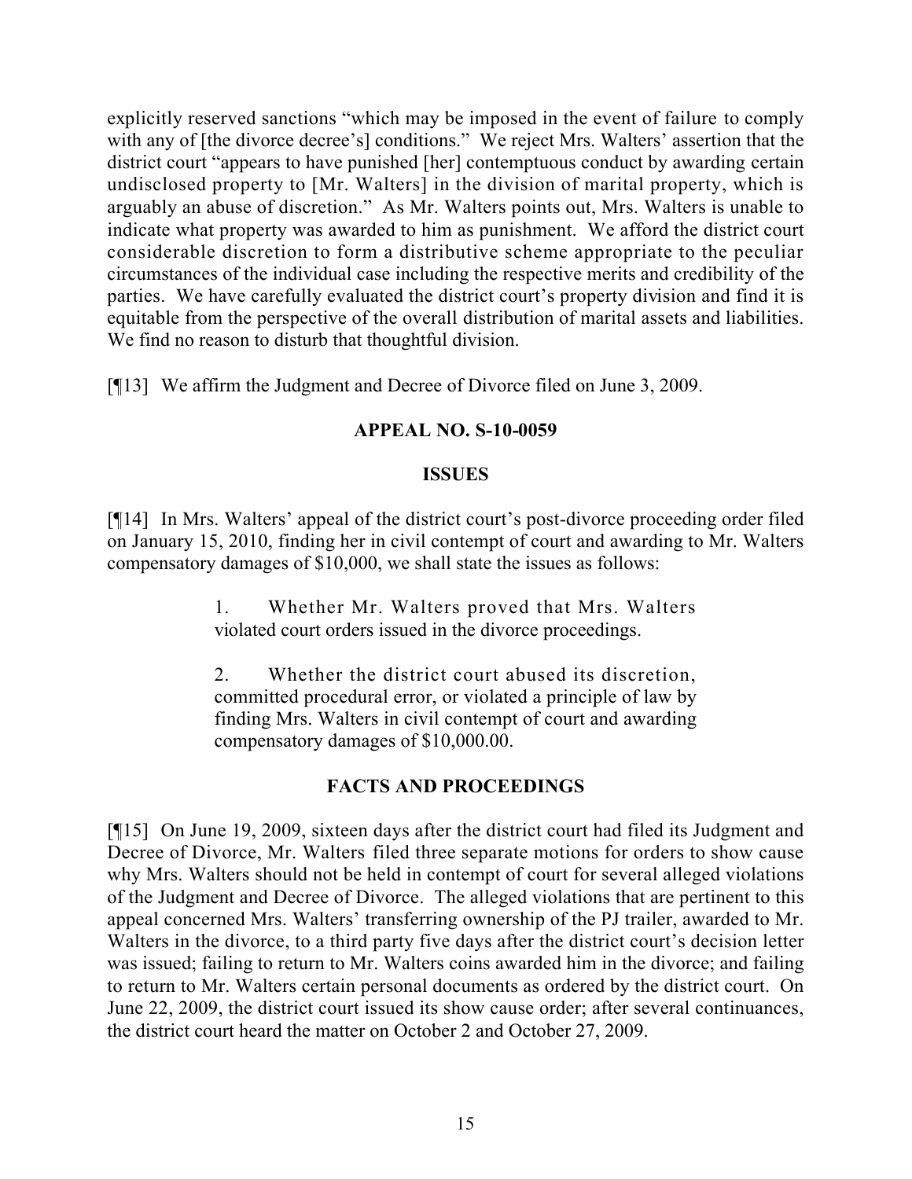explicitly reserved sanctions "which may be imposed in the event of failure to comply with any of [the divorce decree's] conditions." We reject Mrs. Walters' assertion that the district court "appears to have punished [her] contemptuous conduct by awarding certain undisclosed property to [Mr. Walters] in the division of marital property, which is arguably an abuse of discretion." As Mr. Walters points out, Mrs. Walters is unable to indicate what property was awarded to him as punishment. We afford the district court considerable discretion to form a distributive scheme appropriate to the peculiar circumstances of the individual case including the respective merits and credibility of the parties. We have carefully evaluated the district court's property division and find it is equitable from the perspective of the overall distribution of marital assets and liabilities. We find no reason to disturb that thoughtful division.

[¶13] We affirm the Judgment and Decree of Divorce filed on June 3, 2009.

## APPEAL NO. S-10-0059

### ISSUES

[¶14] In Mrs. Walters' appeal of the district court's post-divorce proceeding order filed on January 15, 2010, finding her in civil contempt of court and awarding to Mr. Walters compensatory damages of $10,000, we shall state the issues as follows:

> 1. Whether Mr. Walters proved that Mrs. Walters violated court orders issued in the divorce proceedings.
>
> 2. Whether the district court abused its discretion, committed procedural error, or violated a principle of law by finding Mrs. Walters in civil contempt of court and awarding compensatory damages of $10,000.00.

### FACTS AND PROCEEDINGS

[¶15] On June 19, 2009, sixteen days after the district court had filed its Judgment and Decree of Divorce, Mr. Walters filed three separate motions for orders to show cause why Mrs. Walters should not be held in contempt of court for several alleged violations of the Judgment and Decree of Divorce. The alleged violations that are pertinent to this appeal concerned Mrs. Walters' transferring ownership of the PJ trailer, awarded to Mr. Walters in the divorce, to a third party five days after the district court's decision letter was issued; failing to return to Mr. Walters coins awarded him in the divorce; and failing to return to Mr. Walters certain personal documents as ordered by the district court. On June 22, 2009, the district court issued its show cause order; after several continuances, the district court heard the matter on October 2 and October 27, 2009.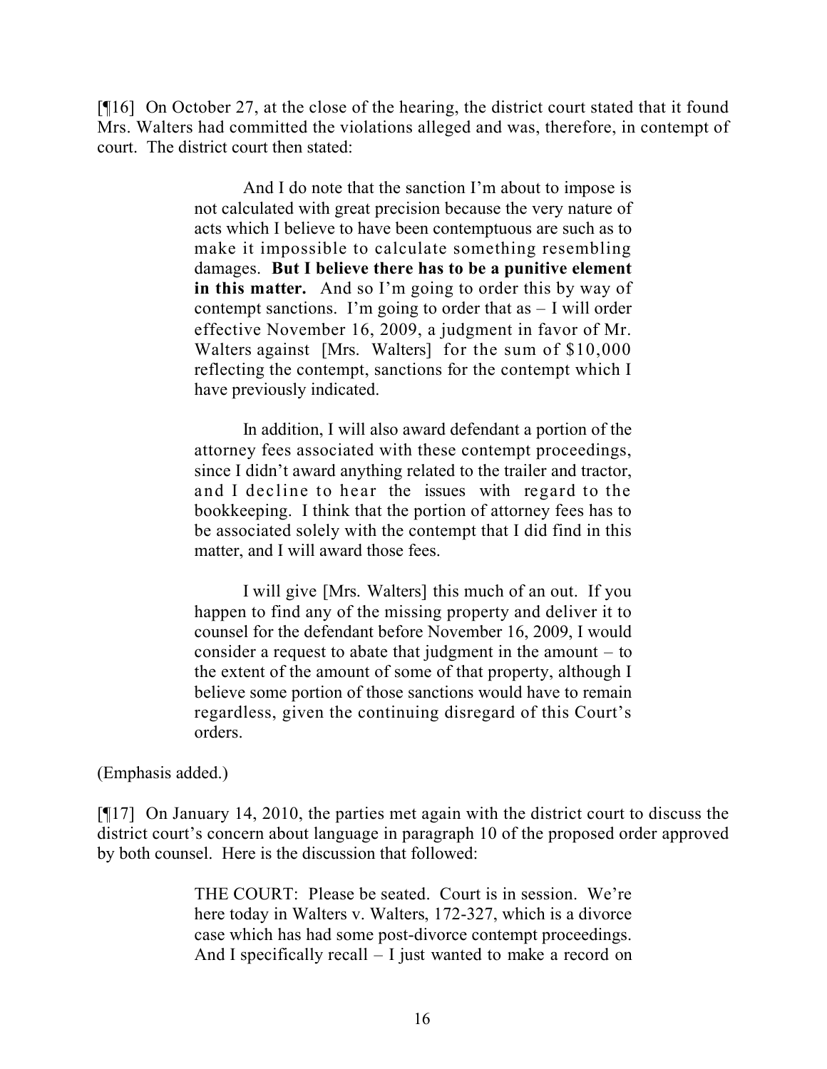[¶16] On October 27, at the close of the hearing, the district court stated that it found Mrs. Walters had committed the violations alleged and was, therefore, in contempt of court. The district court then stated:

> And I do note that the sanction I'm about to impose is not calculated with great precision because the very nature of acts which I believe to have been contemptuous are such as to make it impossible to calculate something resembling damages. **But I believe there has to be a punitive element in this matter.** And so I'm going to order this by way of contempt sanctions. I'm going to order that as – I will order effective November 16, 2009, a judgment in favor of Mr. Walters against [Mrs. Walters] for the sum of $10,000 reflecting the contempt, sanctions for the contempt which I have previously indicated.
>
> In addition, I will also award defendant a portion of the attorney fees associated with these contempt proceedings, since I didn't award anything related to the trailer and tractor, and I decline to hear the issues with regard to the bookkeeping. I think that the portion of attorney fees has to be associated solely with the contempt that I did find in this matter, and I will award those fees.
>
> I will give [Mrs. Walters] this much of an out. If you happen to find any of the missing property and deliver it to counsel for the defendant before November 16, 2009, I would consider a request to abate that judgment in the amount – to the extent of the amount of some of that property, although I believe some portion of those sanctions would have to remain regardless, given the continuing disregard of this Court's orders.

(Emphasis added.)

[¶17] On January 14, 2010, the parties met again with the district court to discuss the district court's concern about language in paragraph 10 of the proposed order approved by both counsel. Here is the discussion that followed:

> THE COURT: Please be seated. Court is in session. We're here today in Walters v. Walters, 172-327, which is a divorce case which has had some post-divorce contempt proceedings. And I specifically recall – I just wanted to make a record on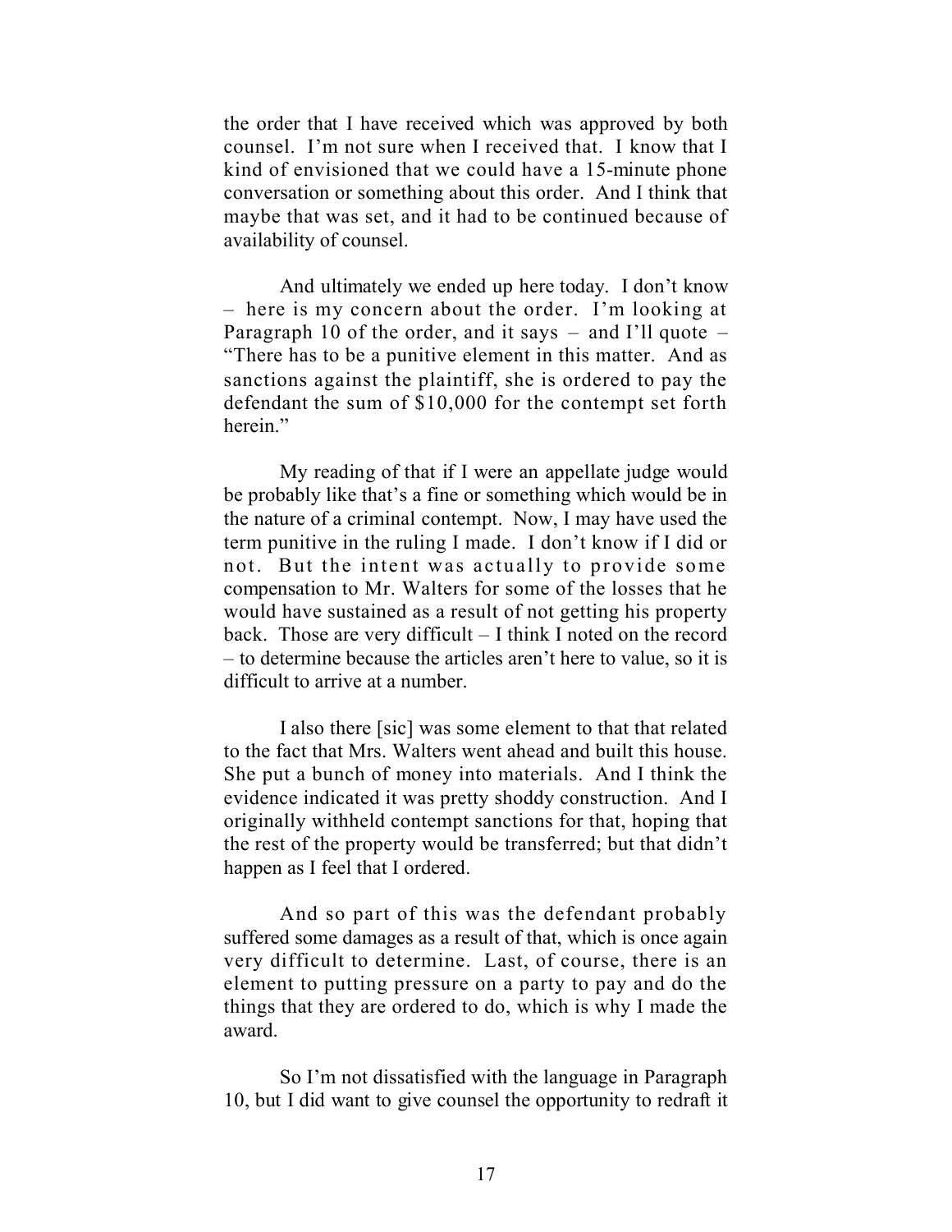the order that I have received which was approved by both counsel. I'm not sure when I received that. I know that I kind of envisioned that we could have a 15-minute phone conversation or something about this order. And I think that maybe that was set, and it had to be continued because of availability of counsel.

And ultimately we ended up here today. I don't know – here is my concern about the order. I'm looking at Paragraph 10 of the order, and it says – and I'll quote – "There has to be a punitive element in this matter. And as sanctions against the plaintiff, she is ordered to pay the defendant the sum of $10,000 for the contempt set forth herein."

My reading of that if I were an appellate judge would be probably like that's a fine or something which would be in the nature of a criminal contempt. Now, I may have used the term punitive in the ruling I made. I don't know if I did or not. But the intent was actually to provide some compensation to Mr. Walters for some of the losses that he would have sustained as a result of not getting his property back. Those are very difficult – I think I noted on the record – to determine because the articles aren't here to value, so it is difficult to arrive at a number.

I also there [sic] was some element to that that related to the fact that Mrs. Walters went ahead and built this house. She put a bunch of money into materials. And I think the evidence indicated it was pretty shoddy construction. And I originally withheld contempt sanctions for that, hoping that the rest of the property would be transferred; but that didn't happen as I feel that I ordered.

And so part of this was the defendant probably suffered some damages as a result of that, which is once again very difficult to determine. Last, of course, there is an element to putting pressure on a party to pay and do the things that they are ordered to do, which is why I made the award.

So I'm not dissatisfied with the language in Paragraph 10, but I did want to give counsel the opportunity to redraft it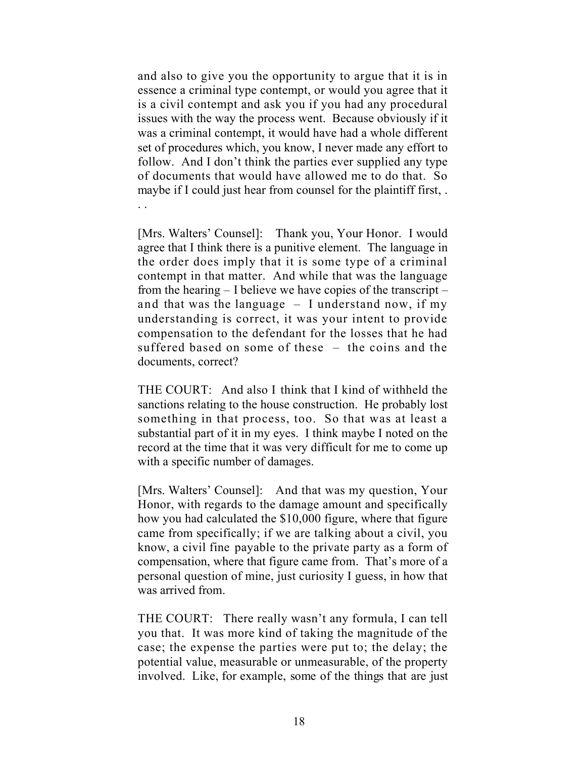and also to give you the opportunity to argue that it is in essence a criminal type contempt, or would you agree that it is a civil contempt and ask you if you had any procedural issues with the way the process went. Because obviously if it was a criminal contempt, it would have had a whole different set of procedures which, you know, I never made any effort to follow. And I don't think the parties ever supplied any type of documents that would have allowed me to do that. So maybe if I could just hear from counsel for the plaintiff first, . . .

[Mrs. Walters' Counsel]: Thank you, Your Honor. I would agree that I think there is a punitive element. The language in the order does imply that it is some type of a criminal contempt in that matter. And while that was the language from the hearing – I believe we have copies of the transcript – and that was the language – I understand now, if my understanding is correct, it was your intent to provide compensation to the defendant for the losses that he had suffered based on some of these – the coins and the documents, correct?

THE COURT: And also I think that I kind of withheld the sanctions relating to the house construction. He probably lost something in that process, too. So that was at least a substantial part of it in my eyes. I think maybe I noted on the record at the time that it was very difficult for me to come up with a specific number of damages.

[Mrs. Walters' Counsel]: And that was my question, Your Honor, with regards to the damage amount and specifically how you had calculated the $10,000 figure, where that figure came from specifically; if we are talking about a civil, you know, a civil fine payable to the private party as a form of compensation, where that figure came from. That's more of a personal question of mine, just curiosity I guess, in how that was arrived from.

THE COURT: There really wasn't any formula, I can tell you that. It was more kind of taking the magnitude of the case; the expense the parties were put to; the delay; the potential value, measurable or unmeasurable, of the property involved. Like, for example, some of the things that are just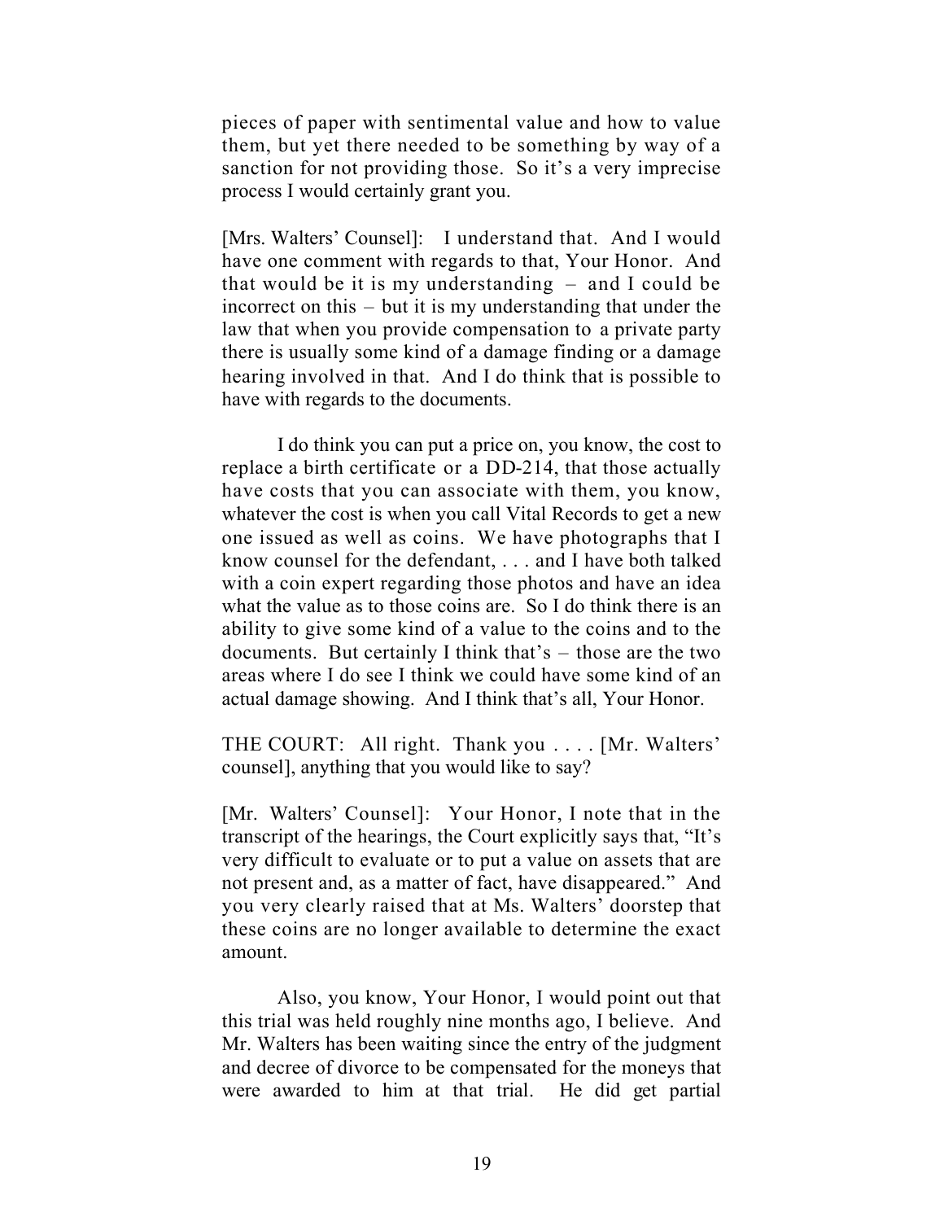pieces of paper with sentimental value and how to value them, but yet there needed to be something by way of a sanction for not providing those. So it's a very imprecise process I would certainly grant you.

[Mrs. Walters' Counsel]: I understand that. And I would have one comment with regards to that, Your Honor. And that would be it is my understanding – and I could be incorrect on this – but it is my understanding that under the law that when you provide compensation to a private party there is usually some kind of a damage finding or a damage hearing involved in that. And I do think that is possible to have with regards to the documents.

I do think you can put a price on, you know, the cost to replace a birth certificate or a DD-214, that those actually have costs that you can associate with them, you know, whatever the cost is when you call Vital Records to get a new one issued as well as coins. We have photographs that I know counsel for the defendant, . . . and I have both talked with a coin expert regarding those photos and have an idea what the value as to those coins are. So I do think there is an ability to give some kind of a value to the coins and to the documents. But certainly I think that's – those are the two areas where I do see I think we could have some kind of an actual damage showing. And I think that's all, Your Honor.

THE COURT: All right. Thank you . . . . [Mr. Walters' counsel], anything that you would like to say?

[Mr. Walters' Counsel]: Your Honor, I note that in the transcript of the hearings, the Court explicitly says that, "It's very difficult to evaluate or to put a value on assets that are not present and, as a matter of fact, have disappeared." And you very clearly raised that at Ms. Walters' doorstep that these coins are no longer available to determine the exact amount.

Also, you know, Your Honor, I would point out that this trial was held roughly nine months ago, I believe. And Mr. Walters has been waiting since the entry of the judgment and decree of divorce to be compensated for the moneys that were awarded to him at that trial. He did get partial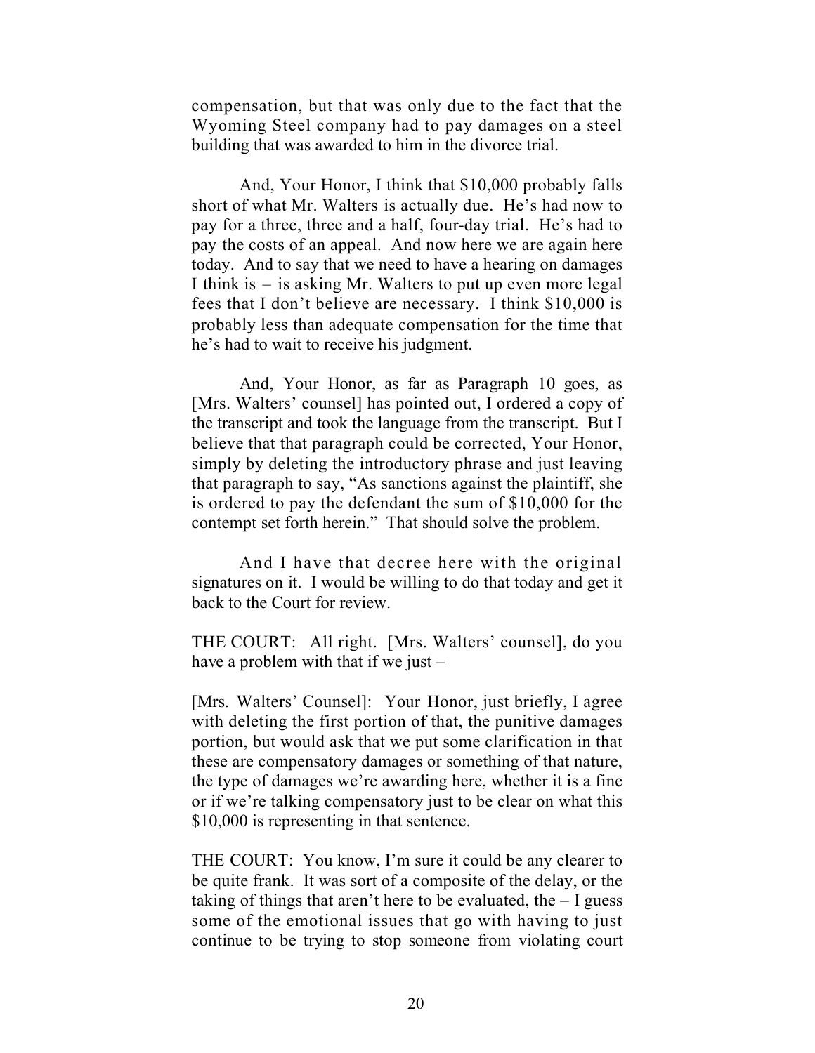compensation, but that was only due to the fact that the Wyoming Steel company had to pay damages on a steel building that was awarded to him in the divorce trial.

And, Your Honor, I think that $10,000 probably falls short of what Mr. Walters is actually due. He's had now to pay for a three, three and a half, four-day trial. He's had to pay the costs of an appeal. And now here we are again here today. And to say that we need to have a hearing on damages I think is – is asking Mr. Walters to put up even more legal fees that I don't believe are necessary. I think $10,000 is probably less than adequate compensation for the time that he's had to wait to receive his judgment.

And, Your Honor, as far as Paragraph 10 goes, as [Mrs. Walters' counsel] has pointed out, I ordered a copy of the transcript and took the language from the transcript. But I believe that that paragraph could be corrected, Your Honor, simply by deleting the introductory phrase and just leaving that paragraph to say, "As sanctions against the plaintiff, she is ordered to pay the defendant the sum of $10,000 for the contempt set forth herein." That should solve the problem.

And I have that decree here with the original signatures on it. I would be willing to do that today and get it back to the Court for review.

THE COURT: All right. [Mrs. Walters' counsel], do you have a problem with that if we just –

[Mrs. Walters' Counsel]: Your Honor, just briefly, I agree with deleting the first portion of that, the punitive damages portion, but would ask that we put some clarification in that these are compensatory damages or something of that nature, the type of damages we're awarding here, whether it is a fine or if we're talking compensatory just to be clear on what this $10,000 is representing in that sentence.

THE COURT: You know, I'm sure it could be any clearer to be quite frank. It was sort of a composite of the delay, or the taking of things that aren't here to be evaluated, the – I guess some of the emotional issues that go with having to just continue to be trying to stop someone from violating court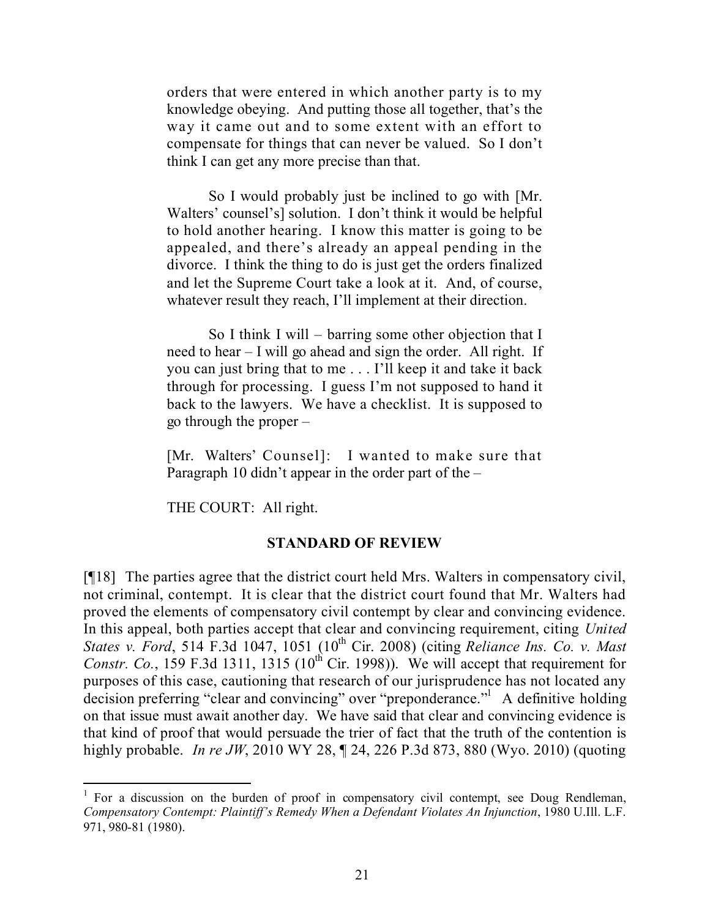orders that were entered in which another party is to my knowledge obeying. And putting those all together, that's the way it came out and to some extent with an effort to compensate for things that can never be valued. So I don't think I can get any more precise than that.

So I would probably just be inclined to go with [Mr. Walters' counsel's] solution. I don't think it would be helpful to hold another hearing. I know this matter is going to be appealed, and there's already an appeal pending in the divorce. I think the thing to do is just get the orders finalized and let the Supreme Court take a look at it. And, of course, whatever result they reach, I'll implement at their direction.

So I think I will – barring some other objection that I need to hear – I will go ahead and sign the order. All right. If you can just bring that to me . . . I'll keep it and take it back through for processing. I guess I'm not supposed to hand it back to the lawyers. We have a checklist. It is supposed to go through the proper –

[Mr. Walters' Counsel]: I wanted to make sure that Paragraph 10 didn't appear in the order part of the –

THE COURT: All right.

## STANDARD OF REVIEW

[¶18] The parties agree that the district court held Mrs. Walters in compensatory civil, not criminal, contempt. It is clear that the district court found that Mr. Walters had proved the elements of compensatory civil contempt by clear and convincing evidence. In this appeal, both parties accept that clear and convincing requirement, citing *United States v. Ford*, 514 F.3d 1047, 1051 (10th Cir. 2008) (citing *Reliance Ins. Co. v. Mast Constr. Co.*, 159 F.3d 1311, 1315 (10th Cir. 1998)). We will accept that requirement for purposes of this case, cautioning that research of our jurisprudence has not located any decision preferring "clear and convincing" over "preponderance."[1] A definitive holding on that issue must await another day. We have said that clear and convincing evidence is that kind of proof that would persuade the trier of fact that the truth of the contention is highly probable. *In re JW*, 2010 WY 28, ¶ 24, 226 P.3d 873, 880 (Wyo. 2010) (quoting

---

[1] For a discussion on the burden of proof in compensatory civil contempt, see Doug Rendleman, *Compensatory Contempt: Plaintiff's Remedy When a Defendant Violates An Injunction*, 1980 U.Ill. L.F. 971, 980-81 (1980).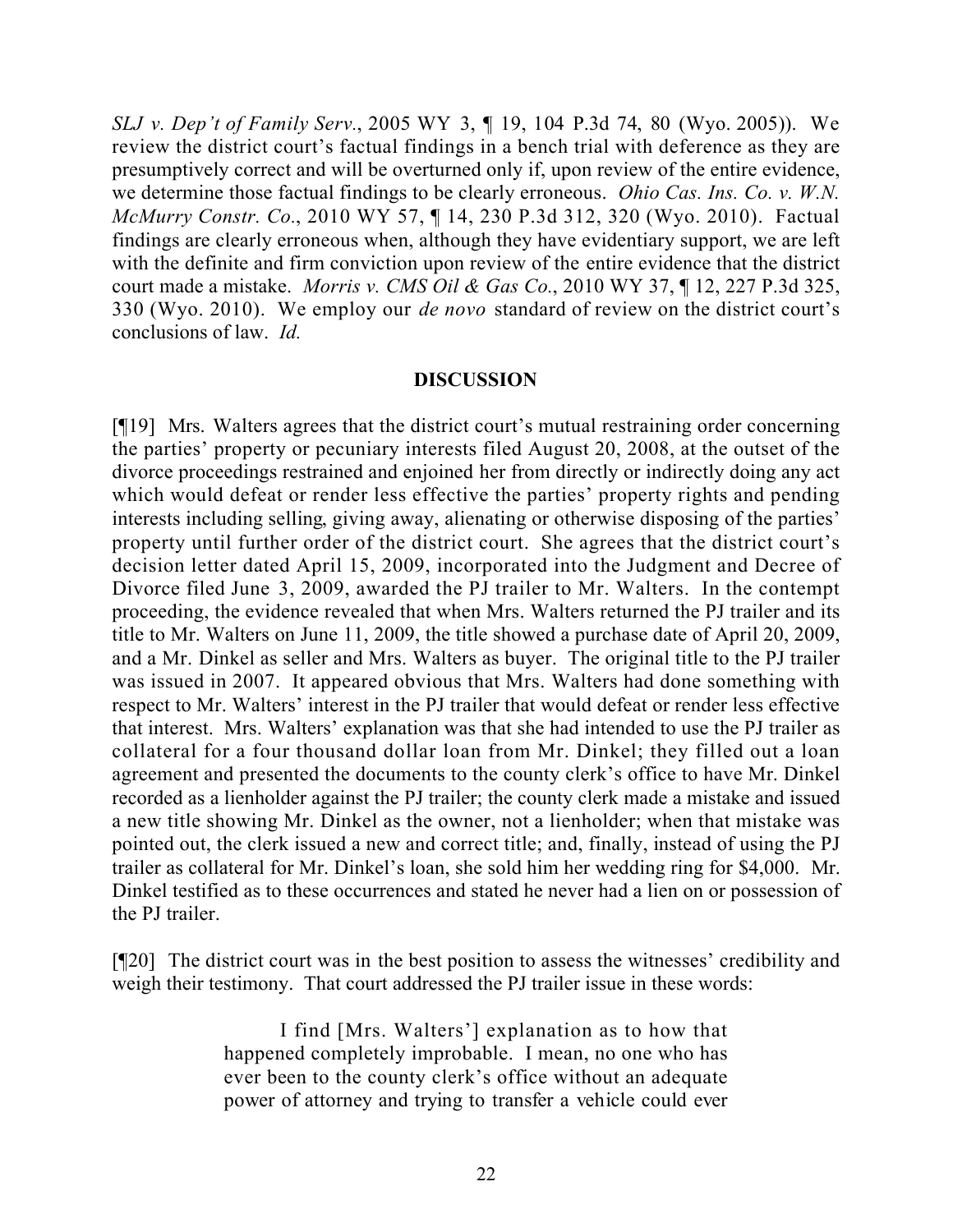*SLJ v. Dep't of Family Serv.*, 2005 WY 3, ¶ 19, 104 P.3d 74, 80 (Wyo. 2005)). We review the district court's factual findings in a bench trial with deference as they are presumptively correct and will be overturned only if, upon review of the entire evidence, we determine those factual findings to be clearly erroneous. *Ohio Cas. Ins. Co. v. W.N. McMurry Constr. Co.*, 2010 WY 57, ¶ 14, 230 P.3d 312, 320 (Wyo. 2010). Factual findings are clearly erroneous when, although they have evidentiary support, we are left with the definite and firm conviction upon review of the entire evidence that the district court made a mistake. *Morris v. CMS Oil & Gas Co.*, 2010 WY 37, ¶ 12, 227 P.3d 325, 330 (Wyo. 2010). We employ our *de novo* standard of review on the district court's conclusions of law. *Id.*

## DISCUSSION

[¶19] Mrs. Walters agrees that the district court's mutual restraining order concerning the parties' property or pecuniary interests filed August 20, 2008, at the outset of the divorce proceedings restrained and enjoined her from directly or indirectly doing any act which would defeat or render less effective the parties' property rights and pending interests including selling, giving away, alienating or otherwise disposing of the parties' property until further order of the district court. She agrees that the district court's decision letter dated April 15, 2009, incorporated into the Judgment and Decree of Divorce filed June 3, 2009, awarded the PJ trailer to Mr. Walters. In the contempt proceeding, the evidence revealed that when Mrs. Walters returned the PJ trailer and its title to Mr. Walters on June 11, 2009, the title showed a purchase date of April 20, 2009, and a Mr. Dinkel as seller and Mrs. Walters as buyer. The original title to the PJ trailer was issued in 2007. It appeared obvious that Mrs. Walters had done something with respect to Mr. Walters' interest in the PJ trailer that would defeat or render less effective that interest. Mrs. Walters' explanation was that she had intended to use the PJ trailer as collateral for a four thousand dollar loan from Mr. Dinkel; they filled out a loan agreement and presented the documents to the county clerk's office to have Mr. Dinkel recorded as a lienholder against the PJ trailer; the county clerk made a mistake and issued a new title showing Mr. Dinkel as the owner, not a lienholder; when that mistake was pointed out, the clerk issued a new and correct title; and, finally, instead of using the PJ trailer as collateral for Mr. Dinkel's loan, she sold him her wedding ring for $4,000. Mr. Dinkel testified as to these occurrences and stated he never had a lien on or possession of the PJ trailer.

[¶20] The district court was in the best position to assess the witnesses' credibility and weigh their testimony. That court addressed the PJ trailer issue in these words:

> I find [Mrs. Walters'] explanation as to how that happened completely improbable. I mean, no one who has ever been to the county clerk's office without an adequate power of attorney and trying to transfer a vehicle could ever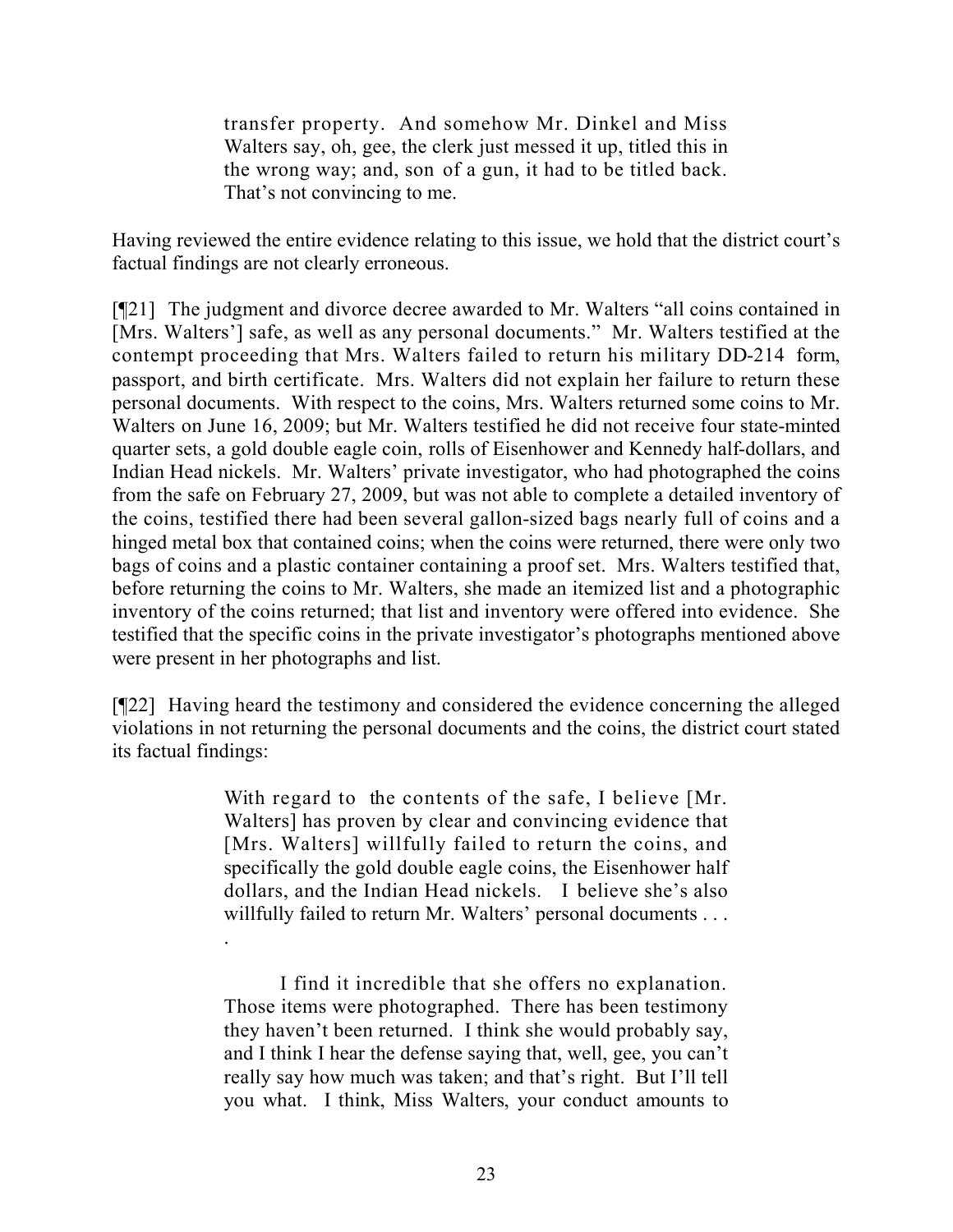> transfer property. And somehow Mr. Dinkel and Miss Walters say, oh, gee, the clerk just messed it up, titled this in the wrong way; and, son of a gun, it had to be titled back. That's not convincing to me.

Having reviewed the entire evidence relating to this issue, we hold that the district court's factual findings are not clearly erroneous.

[¶21] The judgment and divorce decree awarded to Mr. Walters "all coins contained in [Mrs. Walters'] safe, as well as any personal documents." Mr. Walters testified at the contempt proceeding that Mrs. Walters failed to return his military DD-214 form, passport, and birth certificate. Mrs. Walters did not explain her failure to return these personal documents. With respect to the coins, Mrs. Walters returned some coins to Mr. Walters on June 16, 2009; but Mr. Walters testified he did not receive four state-minted quarter sets, a gold double eagle coin, rolls of Eisenhower and Kennedy half-dollars, and Indian Head nickels. Mr. Walters' private investigator, who had photographed the coins from the safe on February 27, 2009, but was not able to complete a detailed inventory of the coins, testified there had been several gallon-sized bags nearly full of coins and a hinged metal box that contained coins; when the coins were returned, there were only two bags of coins and a plastic container containing a proof set. Mrs. Walters testified that, before returning the coins to Mr. Walters, she made an itemized list and a photographic inventory of the coins returned; that list and inventory were offered into evidence. She testified that the specific coins in the private investigator's photographs mentioned above were present in her photographs and list.

[¶22] Having heard the testimony and considered the evidence concerning the alleged violations in not returning the personal documents and the coins, the district court stated its factual findings:

> With regard to the contents of the safe, I believe [Mr. Walters] has proven by clear and convincing evidence that [Mrs. Walters] willfully failed to return the coins, and specifically the gold double eagle coins, the Eisenhower half dollars, and the Indian Head nickels. I believe she's also willfully failed to return Mr. Walters' personal documents . . . .
>
> I find it incredible that she offers no explanation. Those items were photographed. There has been testimony they haven't been returned. I think she would probably say, and I think I hear the defense saying that, well, gee, you can't really say how much was taken; and that's right. But I'll tell you what. I think, Miss Walters, your conduct amounts to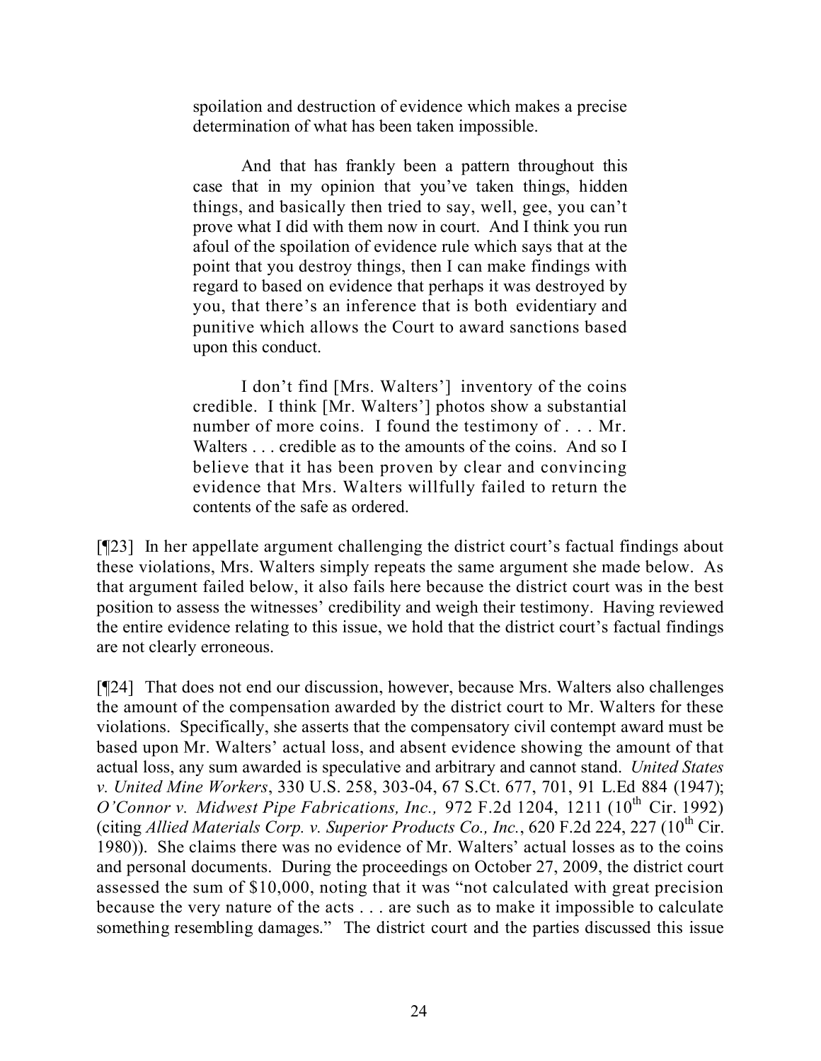> spoilation and destruction of evidence which makes a precise determination of what has been taken impossible.
>
> And that has frankly been a pattern throughout this case that in my opinion that you've taken things, hidden things, and basically then tried to say, well, gee, you can't prove what I did with them now in court. And I think you run afoul of the spoilation of evidence rule which says that at the point that you destroy things, then I can make findings with regard to based on evidence that perhaps it was destroyed by you, that there's an inference that is both evidentiary and punitive which allows the Court to award sanctions based upon this conduct.
>
> I don't find [Mrs. Walters'] inventory of the coins credible. I think [Mr. Walters'] photos show a substantial number of more coins. I found the testimony of . . . Mr. Walters . . . credible as to the amounts of the coins. And so I believe that it has been proven by clear and convincing evidence that Mrs. Walters willfully failed to return the contents of the safe as ordered.

[¶23] In her appellate argument challenging the district court's factual findings about these violations, Mrs. Walters simply repeats the same argument she made below. As that argument failed below, it also fails here because the district court was in the best position to assess the witnesses' credibility and weigh their testimony. Having reviewed the entire evidence relating to this issue, we hold that the district court's factual findings are not clearly erroneous.

[¶24] That does not end our discussion, however, because Mrs. Walters also challenges the amount of the compensation awarded by the district court to Mr. Walters for these violations. Specifically, she asserts that the compensatory civil contempt award must be based upon Mr. Walters' actual loss, and absent evidence showing the amount of that actual loss, any sum awarded is speculative and arbitrary and cannot stand. *United States v. United Mine Workers*, 330 U.S. 258, 303-04, 67 S.Ct. 677, 701, 91 L.Ed 884 (1947); *O'Connor v. Midwest Pipe Fabrications, Inc.,* 972 F.2d 1204, 1211 (10th Cir. 1992) (citing *Allied Materials Corp. v. Superior Products Co., Inc.*, 620 F.2d 224, 227 (10th Cir. 1980)). She claims there was no evidence of Mr. Walters' actual losses as to the coins and personal documents. During the proceedings on October 27, 2009, the district court assessed the sum of $10,000, noting that it was "not calculated with great precision because the very nature of the acts . . . are such as to make it impossible to calculate something resembling damages." The district court and the parties discussed this issue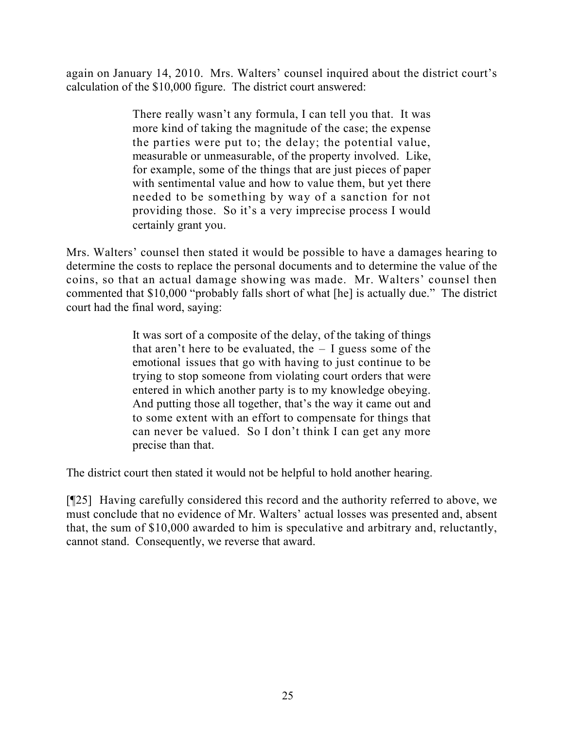again on January 14, 2010. Mrs. Walters' counsel inquired about the district court's calculation of the $10,000 figure. The district court answered:

> There really wasn't any formula, I can tell you that. It was more kind of taking the magnitude of the case; the expense the parties were put to; the delay; the potential value, measurable or unmeasurable, of the property involved. Like, for example, some of the things that are just pieces of paper with sentimental value and how to value them, but yet there needed to be something by way of a sanction for not providing those. So it's a very imprecise process I would certainly grant you.

Mrs. Walters' counsel then stated it would be possible to have a damages hearing to determine the costs to replace the personal documents and to determine the value of the coins, so that an actual damage showing was made. Mr. Walters' counsel then commented that $10,000 "probably falls short of what [he] is actually due." The district court had the final word, saying:

> It was sort of a composite of the delay, of the taking of things that aren't here to be evaluated, the – I guess some of the emotional issues that go with having to just continue to be trying to stop someone from violating court orders that were entered in which another party is to my knowledge obeying. And putting those all together, that's the way it came out and to some extent with an effort to compensate for things that can never be valued. So I don't think I can get any more precise than that.

The district court then stated it would not be helpful to hold another hearing.

[¶25] Having carefully considered this record and the authority referred to above, we must conclude that no evidence of Mr. Walters' actual losses was presented and, absent that, the sum of $10,000 awarded to him is speculative and arbitrary and, reluctantly, cannot stand. Consequently, we reverse that award.